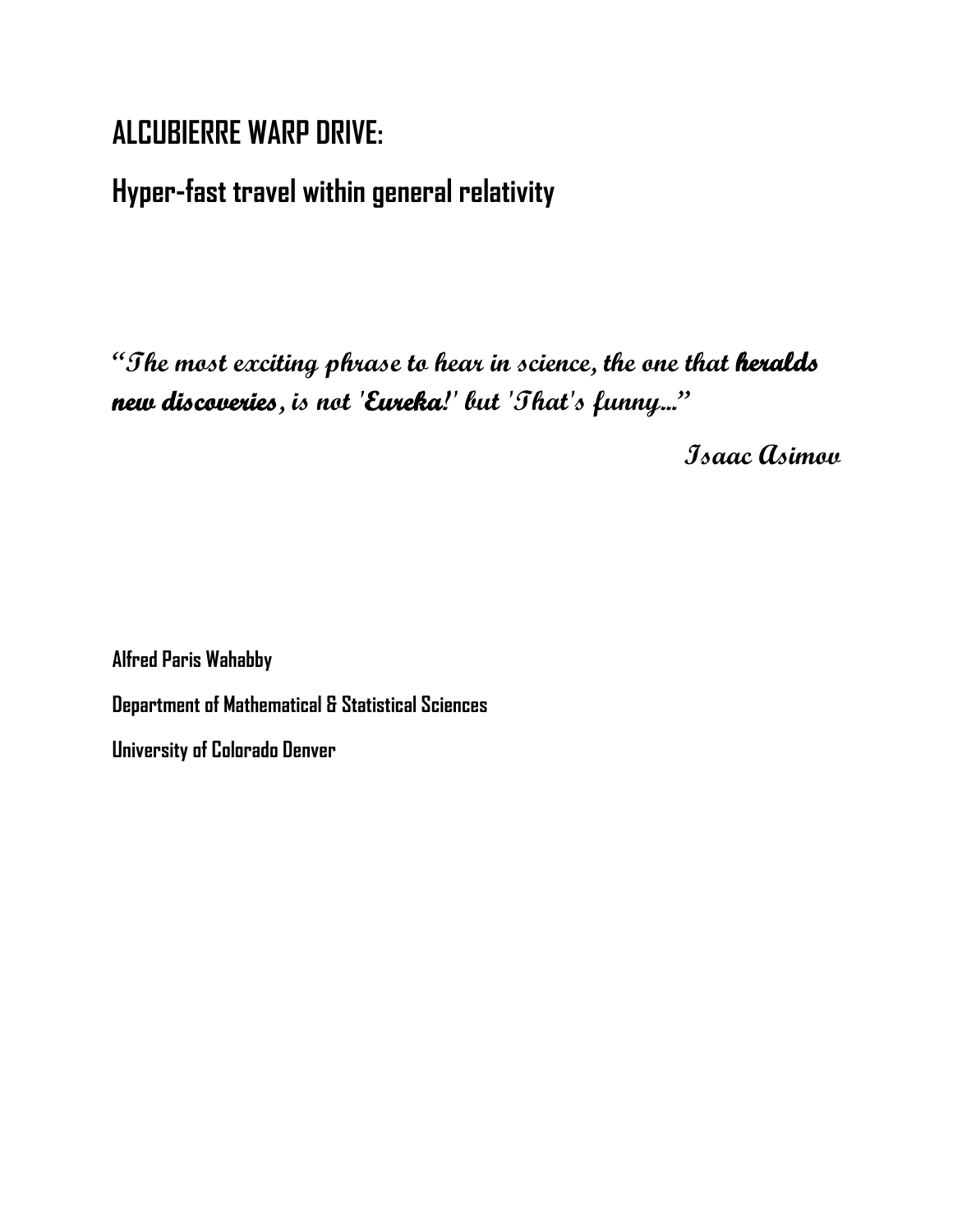# ALCUBIERRE WARP DRIVE:

## Hyper-fast travel within general relativity

***"The most exciting phrase to hear in science, the one that heralds new discoveries, is not 'Eureka!' but 'That's funny...'"***

**Isaac Asimov**

**Alfred Paris Wahabby**

**Department of Mathematical & Statistical Sciences**

**University of Colorado Denver**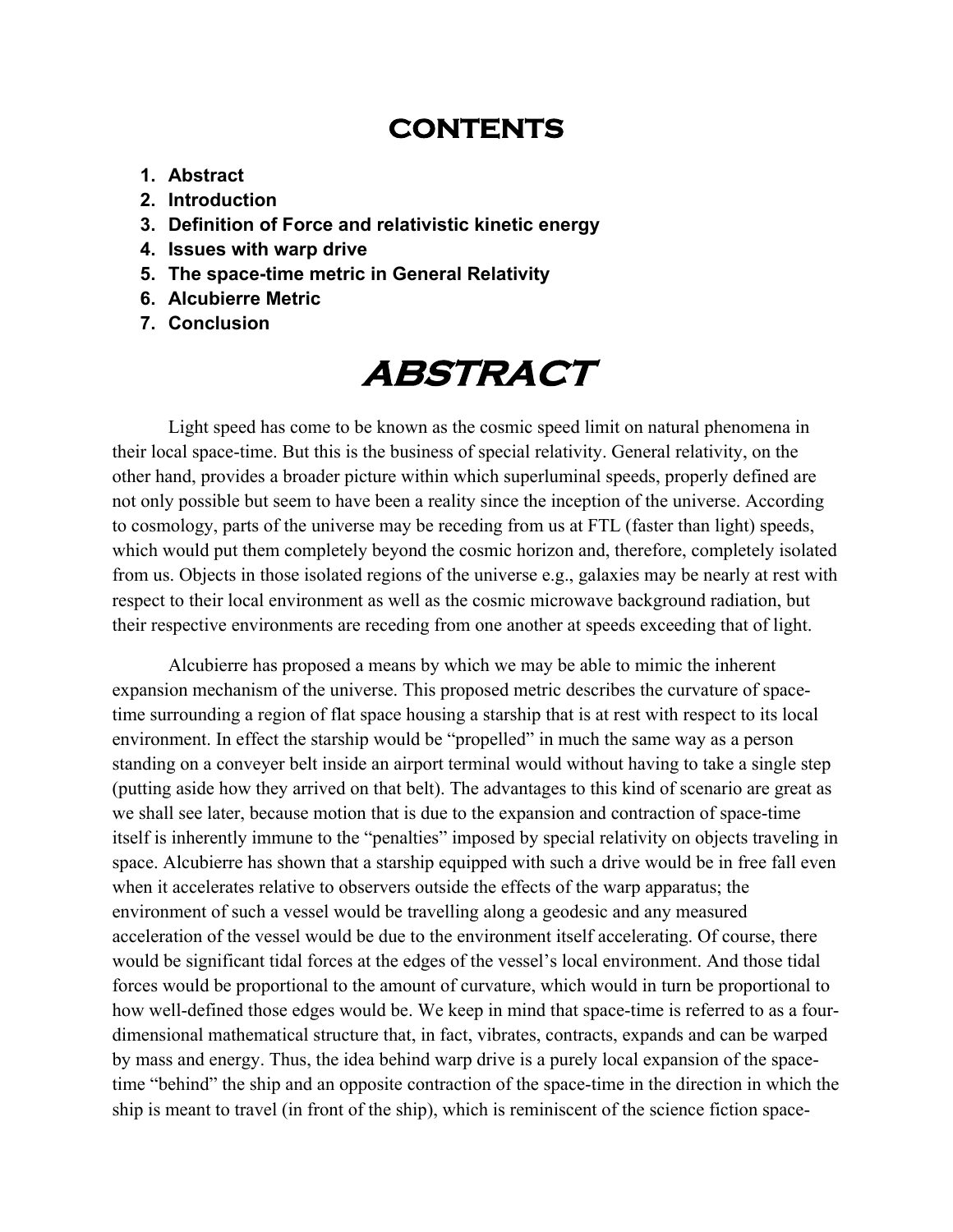# CONTENTS

1. **Abstract**
2. **Introduction**
3. **Definition of Force and relativistic kinetic energy**
4. **Issues with warp drive**
5. **The space-time metric in General Relativity**
6. **Alcubierre Metric**
7. **Conclusion**

# *ABSTRACT*

Light speed has come to be known as the cosmic speed limit on natural phenomena in their local space-time. But this is the business of special relativity. General relativity, on the other hand, provides a broader picture within which superluminal speeds, properly defined are not only possible but seem to have been a reality since the inception of the universe. According to cosmology, parts of the universe may be receding from us at FTL (faster than light) speeds, which would put them completely beyond the cosmic horizon and, therefore, completely isolated from us. Objects in those isolated regions of the universe e.g., galaxies may be nearly at rest with respect to their local environment as well as the cosmic microwave background radiation, but their respective environments are receding from one another at speeds exceeding that of light.

Alcubierre has proposed a means by which we may be able to mimic the inherent expansion mechanism of the universe. This proposed metric describes the curvature of space-time surrounding a region of flat space housing a starship that is at rest with respect to its local environment. In effect the starship would be "propelled" in much the same way as a person standing on a conveyer belt inside an airport terminal would without having to take a single step (putting aside how they arrived on that belt). The advantages to this kind of scenario are great as we shall see later, because motion that is due to the expansion and contraction of space-time itself is inherently immune to the "penalties" imposed by special relativity on objects traveling in space. Alcubierre has shown that a starship equipped with such a drive would be in free fall even when it accelerates relative to observers outside the effects of the warp apparatus; the environment of such a vessel would be travelling along a geodesic and any measured acceleration of the vessel would be due to the environment itself accelerating. Of course, there would be significant tidal forces at the edges of the vessel's local environment. And those tidal forces would be proportional to the amount of curvature, which would in turn be proportional to how well-defined those edges would be. We keep in mind that space-time is referred to as a four-dimensional mathematical structure that, in fact, vibrates, contracts, expands and can be warped by mass and energy. Thus, the idea behind warp drive is a purely local expansion of the space-time "behind" the ship and an opposite contraction of the space-time in the direction in which the ship is meant to travel (in front of the ship), which is reminiscent of the science fiction space-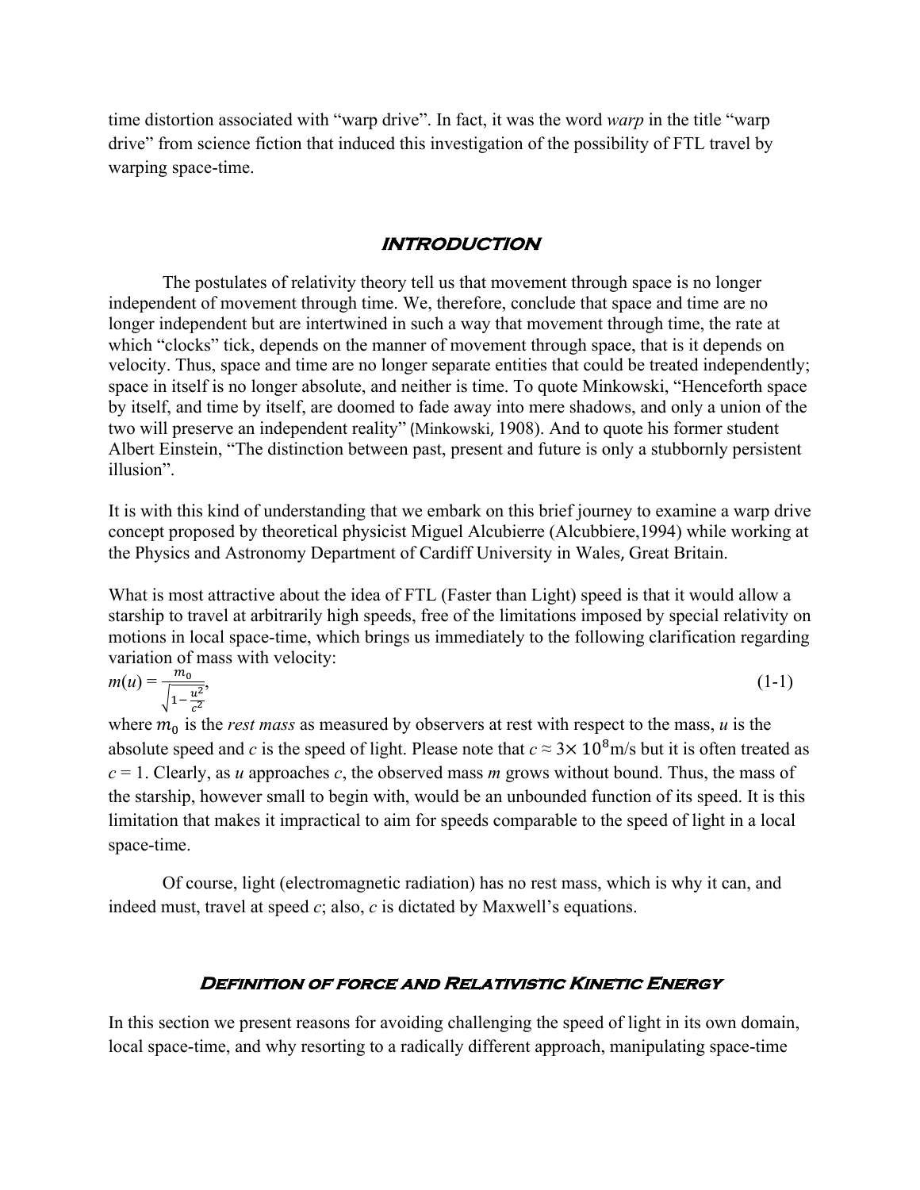time distortion associated with "warp drive". In fact, it was the word *warp* in the title "warp drive" from science fiction that induced this investigation of the possibility of FTL travel by warping space-time.

## INTRODUCTION

The postulates of relativity theory tell us that movement through space is no longer independent of movement through time. We, therefore, conclude that space and time are no longer independent but are intertwined in such a way that movement through time, the rate at which "clocks" tick, depends on the manner of movement through space, that is it depends on velocity. Thus, space and time are no longer separate entities that could be treated independently; space in itself is no longer absolute, and neither is time. To quote Minkowski, "Henceforth space by itself, and time by itself, are doomed to fade away into mere shadows, and only a union of the two will preserve an independent reality" (Minkowski, 1908). And to quote his former student Albert Einstein, "The distinction between past, present and future is only a stubbornly persistent illusion".

It is with this kind of understanding that we embark on this brief journey to examine a warp drive concept proposed by theoretical physicist Miguel Alcubierre (Alcubbiere,1994) while working at the Physics and Astronomy Department of Cardiff University in Wales, Great Britain.

What is most attractive about the idea of FTL (Faster than Light) speed is that it would allow a starship to travel at arbitrarily high speeds, free of the limitations imposed by special relativity on motions in local space-time, which brings us immediately to the following clarification regarding variation of mass with velocity:

$$m(u) = \frac{m_0}{\sqrt{1-\frac{u^2}{c^2}}}, \tag{1-1}$$

where $m_0$ is the *rest mass* as measured by observers at rest with respect to the mass, *u* is the absolute speed and *c* is the speed of light. Please note that $c \approx 3\times 10^8$m/s but it is often treated as $c = 1$. Clearly, as *u* approaches *c*, the observed mass *m* grows without bound. Thus, the mass of the starship, however small to begin with, would be an unbounded function of its speed. It is this limitation that makes it impractical to aim for speeds comparable to the speed of light in a local space-time.

Of course, light (electromagnetic radiation) has no rest mass, which is why it can, and indeed must, travel at speed *c*; also, *c* is dictated by Maxwell's equations.

## Definition of force and Relativistic Kinetic Energy

In this section we present reasons for avoiding challenging the speed of light in its own domain, local space-time, and why resorting to a radically different approach, manipulating space-time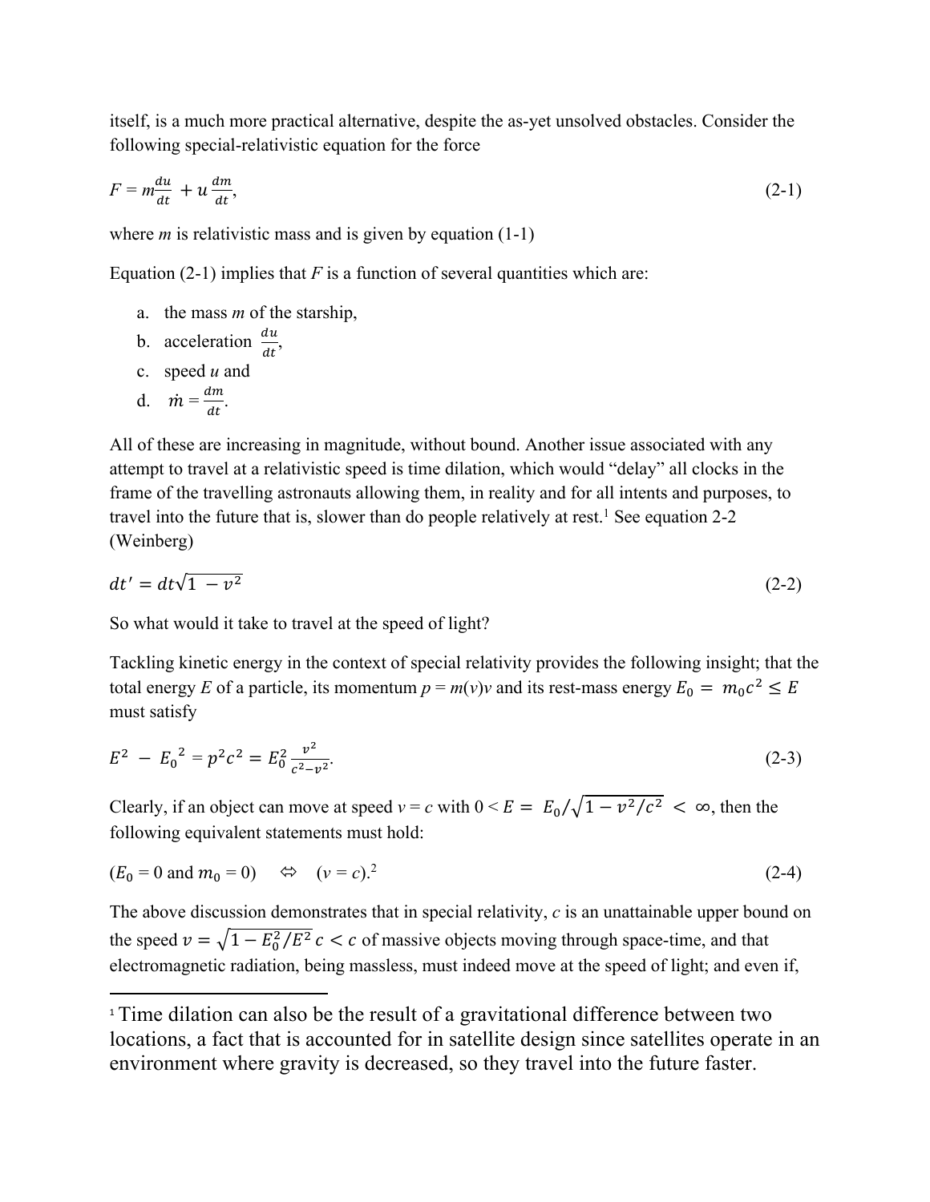itself, is a much more practical alternative, despite the as-yet unsolved obstacles. Consider the following special-relativistic equation for the force

$$F = m\frac{du}{dt} + u\frac{dm}{dt}, \tag{2-1}$$

where *m* is relativistic mass and is given by equation (1-1)

Equation (2-1) implies that *F* is a function of several quantities which are:

a. the mass *m* of the starship,
b. acceleration $\frac{du}{dt}$,
c. speed *u* and
d. $\dot{m} = \frac{dm}{dt}$.

All of these are increasing in magnitude, without bound. Another issue associated with any attempt to travel at a relativistic speed is time dilation, which would "delay" all clocks in the frame of the travelling astronauts allowing them, in reality and for all intents and purposes, to travel into the future that is, slower than do people relatively at rest.[1] See equation 2-2 (Weinberg)

$$dt' = dt\sqrt{1 - v^2} \tag{2-2}$$

So what would it take to travel at the speed of light?

Tackling kinetic energy in the context of special relativity provides the following insight; that the total energy *E* of a particle, its momentum $p = m(v)v$ and its rest-mass energy $E_0 = m_0c^2 \leq E$ must satisfy

$$E^2 - E_0{}^2 = p^2c^2 = E_0^2\frac{v^2}{c^2 - v^2}. \tag{2-3}$$

Clearly, if an object can move at speed $v = c$ with $0 < E = E_0/\sqrt{1 - v^2/c^2} < \infty$, then the following equivalent statements must hold:

$$(E_0 = 0 \text{ and } m_0 = 0) \quad \Leftrightarrow \quad (v = c).\text{[2]} \tag{2-4}$$

The above discussion demonstrates that in special relativity, *c* is an unattainable upper bound on the speed $v = \sqrt{1 - E_0^2/E^2}\,c < c$ of massive objects moving through space-time, and that electromagnetic radiation, being massless, must indeed move at the speed of light; and even if,

---

[1] Time dilation can also be the result of a gravitational difference between two locations, a fact that is accounted for in satellite design since satellites operate in an environment where gravity is decreased, so they travel into the future faster.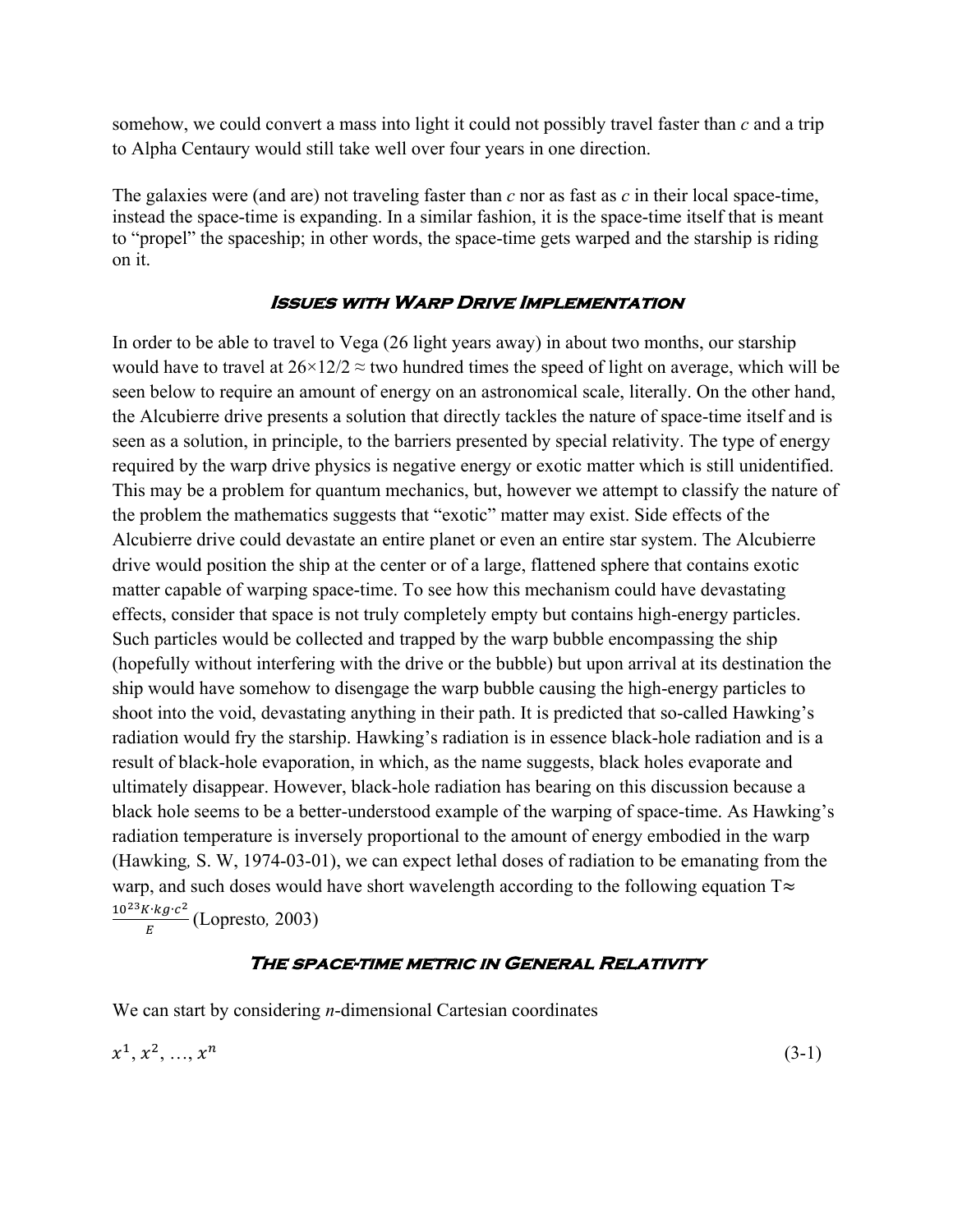somehow, we could convert a mass into light it could not possibly travel faster than *c* and a trip to Alpha Centaury would still take well over four years in one direction.

The galaxies were (and are) not traveling faster than *c* nor as fast as *c* in their local space-time, instead the space-time is expanding. In a similar fashion, it is the space-time itself that is meant to "propel" the spaceship; in other words, the space-time gets warped and the starship is riding on it.

### Issues with Warp Drive Implementation

In order to be able to travel to Vega (26 light years away) in about two months, our starship would have to travel at $26 \times 12/2 \approx$ two hundred times the speed of light on average, which will be seen below to require an amount of energy on an astronomical scale, literally. On the other hand, the Alcubierre drive presents a solution that directly tackles the nature of space-time itself and is seen as a solution, in principle, to the barriers presented by special relativity. The type of energy required by the warp drive physics is negative energy or exotic matter which is still unidentified. This may be a problem for quantum mechanics, but, however we attempt to classify the nature of the problem the mathematics suggests that "exotic" matter may exist. Side effects of the Alcubierre drive could devastate an entire planet or even an entire star system. The Alcubierre drive would position the ship at the center or of a large, flattened sphere that contains exotic matter capable of warping space-time. To see how this mechanism could have devastating effects, consider that space is not truly completely empty but contains high-energy particles. Such particles would be collected and trapped by the warp bubble encompassing the ship (hopefully without interfering with the drive or the bubble) but upon arrival at its destination the ship would have somehow to disengage the warp bubble causing the high-energy particles to shoot into the void, devastating anything in their path. It is predicted that so-called Hawking's radiation would fry the starship. Hawking's radiation is in essence black-hole radiation and is a result of black-hole evaporation, in which, as the name suggests, black holes evaporate and ultimately disappear. However, black-hole radiation has bearing on this discussion because a black hole seems to be a better-understood example of the warping of space-time. As Hawking's radiation temperature is inversely proportional to the amount of energy embodied in the warp (Hawking*,* S. W, 1974-03-01), we can expect lethal doses of radiation to be emanating from the warp, and such doses would have short wavelength according to the following equation $T \approx \frac{10^{23} K \cdot kg \cdot c^2}{E}$ (Lopresto*,* 2003)

### The space-time metric in General Relativity

We can start by considering *n*-dimensional Cartesian coordinates

$$x^1, x^2, \ldots, x^n \tag{3-1}$$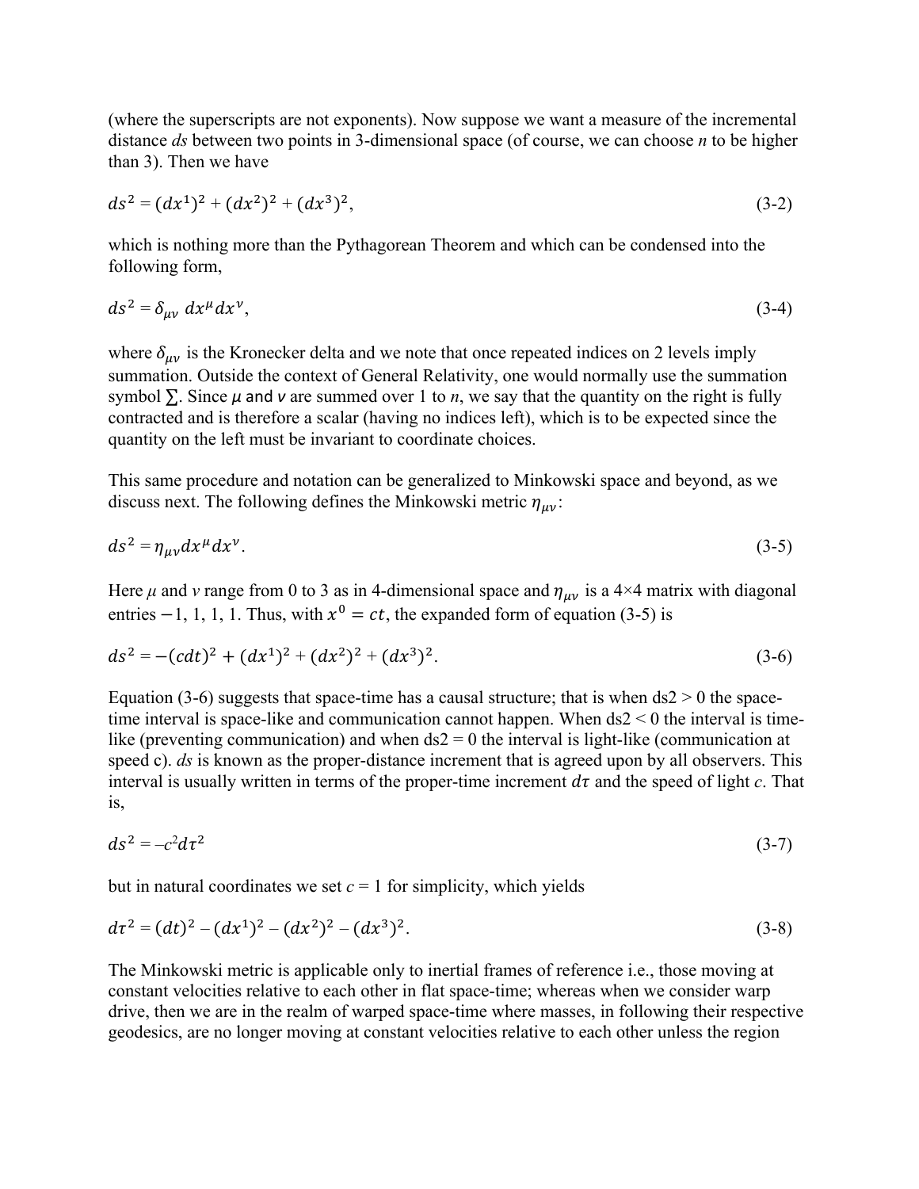(where the superscripts are not exponents). Now suppose we want a measure of the incremental distance *ds* between two points in 3-dimensional space (of course, we can choose *n* to be higher than 3). Then we have

$$ds^2 = (dx^1)^2 + (dx^2)^2 + (dx^3)^2, \tag{3-2}$$

which is nothing more than the Pythagorean Theorem and which can be condensed into the following form,

$$ds^2 = \delta_{\mu\nu}\, dx^\mu dx^\nu, \tag{3-4}$$

where $\delta_{\mu\nu}$ is the Kronecker delta and we note that once repeated indices on 2 levels imply summation. Outside the context of General Relativity, one would normally use the summation symbol $\sum$. Since $\mu$ and $\nu$ are summed over 1 to *n*, we say that the quantity on the right is fully contracted and is therefore a scalar (having no indices left), which is to be expected since the quantity on the left must be invariant to coordinate choices.

This same procedure and notation can be generalized to Minkowski space and beyond, as we discuss next. The following defines the Minkowski metric $\eta_{\mu\nu}$:

$$ds^2 = \eta_{\mu\nu} dx^\mu dx^\nu. \tag{3-5}$$

Here $\mu$ and $\nu$ range from 0 to 3 as in 4-dimensional space and $\eta_{\mu\nu}$ is a 4×4 matrix with diagonal entries −1, 1, 1, 1. Thus, with $x^0 = ct$, the expanded form of equation (3-5) is

$$ds^2 = -(cdt)^2 + (dx^1)^2 + (dx^2)^2 + (dx^3)^2. \tag{3-6}$$

Equation (3-6) suggests that space-time has a causal structure; that is when ds2 > 0 the space-time interval is space-like and communication cannot happen. When ds2 < 0 the interval is time-like (preventing communication) and when ds2 = 0 the interval is light-like (communication at speed c). *ds* is known as the proper-distance increment that is agreed upon by all observers. This interval is usually written in terms of the proper-time increment $d\tau$ and the speed of light *c*. That is,

$$ds^2 = -c^2 d\tau^2 \tag{3-7}$$

but in natural coordinates we set *c* = 1 for simplicity, which yields

$$d\tau^2 = (dt)^2 - (dx^1)^2 - (dx^2)^2 - (dx^3)^2. \tag{3-8}$$

The Minkowski metric is applicable only to inertial frames of reference i.e., those moving at constant velocities relative to each other in flat space-time; whereas when we consider warp drive, then we are in the realm of warped space-time where masses, in following their respective geodesics, are no longer moving at constant velocities relative to each other unless the region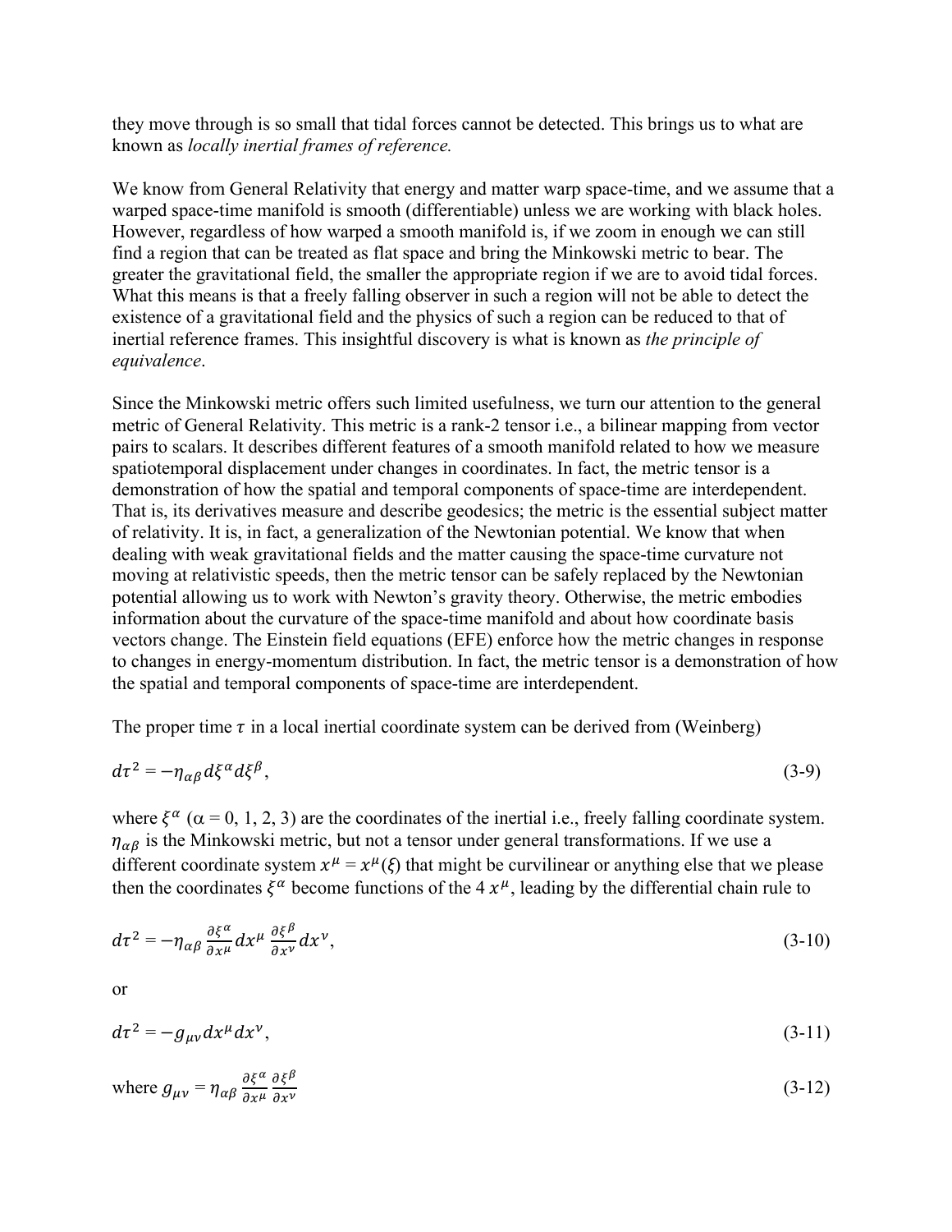they move through is so small that tidal forces cannot be detected. This brings us to what are known as *locally inertial frames of reference.*

We know from General Relativity that energy and matter warp space-time, and we assume that a warped space-time manifold is smooth (differentiable) unless we are working with black holes. However, regardless of how warped a smooth manifold is, if we zoom in enough we can still find a region that can be treated as flat space and bring the Minkowski metric to bear. The greater the gravitational field, the smaller the appropriate region if we are to avoid tidal forces. What this means is that a freely falling observer in such a region will not be able to detect the existence of a gravitational field and the physics of such a region can be reduced to that of inertial reference frames. This insightful discovery is what is known as *the principle of equivalence*.

Since the Minkowski metric offers such limited usefulness, we turn our attention to the general metric of General Relativity. This metric is a rank-2 tensor i.e., a bilinear mapping from vector pairs to scalars. It describes different features of a smooth manifold related to how we measure spatiotemporal displacement under changes in coordinates. In fact, the metric tensor is a demonstration of how the spatial and temporal components of space-time are interdependent. That is, its derivatives measure and describe geodesics; the metric is the essential subject matter of relativity. It is, in fact, a generalization of the Newtonian potential. We know that when dealing with weak gravitational fields and the matter causing the space-time curvature not moving at relativistic speeds, then the metric tensor can be safely replaced by the Newtonian potential allowing us to work with Newton's gravity theory. Otherwise, the metric embodies information about the curvature of the space-time manifold and about how coordinate basis vectors change. The Einstein field equations (EFE) enforce how the metric changes in response to changes in energy-momentum distribution. In fact, the metric tensor is a demonstration of how the spatial and temporal components of space-time are interdependent.

The proper time $\tau$ in a local inertial coordinate system can be derived from (Weinberg)

$$d\tau^2 = -\eta_{\alpha\beta} d\xi^\alpha d\xi^\beta, \tag{3-9}$$

where $\xi^\alpha$ ($\alpha$ = 0, 1, 2, 3) are the coordinates of the inertial i.e., freely falling coordinate system. $\eta_{\alpha\beta}$ is the Minkowski metric, but not a tensor under general transformations. If we use a different coordinate system $x^\mu = x^\mu(\xi)$ that might be curvilinear or anything else that we please then the coordinates $\xi^\alpha$ become functions of the 4 $x^\mu$, leading by the differential chain rule to

$$d\tau^2 = -\eta_{\alpha\beta} \frac{\partial \xi^\alpha}{\partial x^\mu} dx^\mu \frac{\partial \xi^\beta}{\partial x^\nu} dx^\nu, \tag{3-10}$$

or

$$d\tau^2 = -g_{\mu\nu} dx^\mu dx^\nu, \tag{3-11}$$

where $g_{\mu\nu} = \eta_{\alpha\beta} \frac{\partial \xi^\alpha}{\partial x^\mu} \frac{\partial \xi^\beta}{\partial x^\nu}$ (3-12)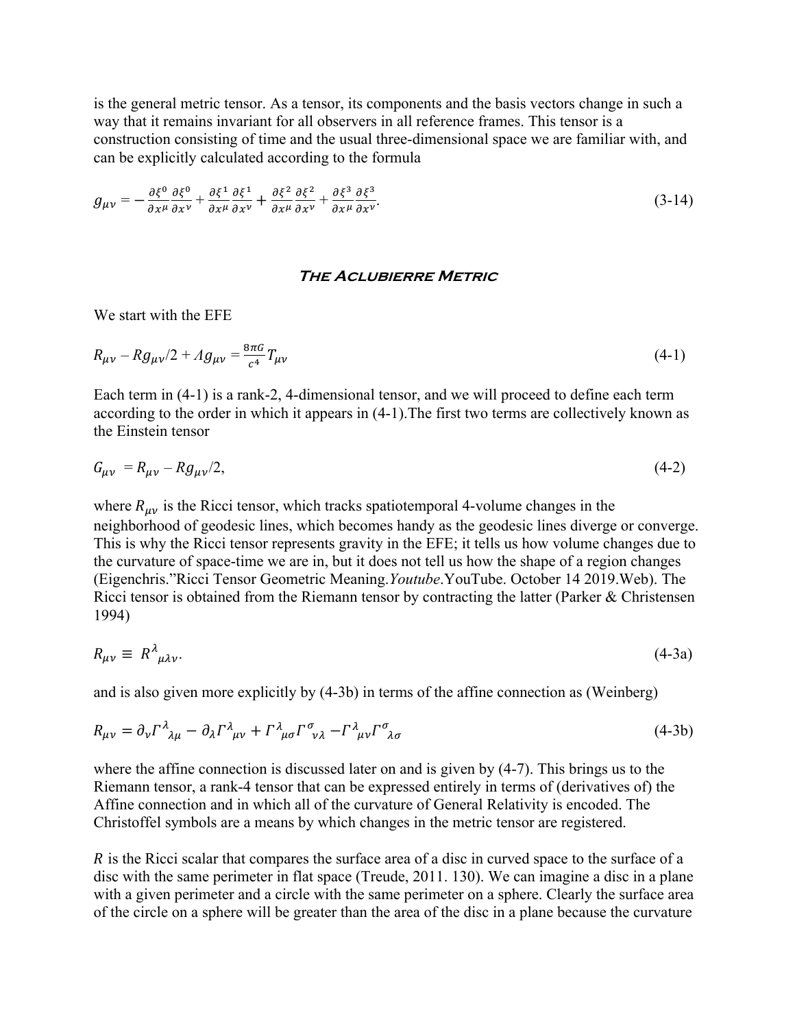is the general metric tensor. As a tensor, its components and the basis vectors change in such a way that it remains invariant for all observers in all reference frames. This tensor is a construction consisting of time and the usual three-dimensional space we are familiar with, and can be explicitly calculated according to the formula

$$g_{\mu\nu} = -\frac{\partial \xi^0}{\partial x^\mu}\frac{\partial \xi^0}{\partial x^\nu} + \frac{\partial \xi^1}{\partial x^\mu}\frac{\partial \xi^1}{\partial x^\nu} + \frac{\partial \xi^2}{\partial x^\mu}\frac{\partial \xi^2}{\partial x^\nu} + \frac{\partial \xi^3}{\partial x^\mu}\frac{\partial \xi^3}{\partial x^\nu}. \tag{3-14}$$

## *The Aclubierre Metric*

We start with the EFE

$$R_{\mu\nu} - Rg_{\mu\nu}/2 + \Lambda g_{\mu\nu} = \frac{8\pi G}{c^4} T_{\mu\nu} \tag{4-1}$$

Each term in (4-1) is a rank-2, 4-dimensional tensor, and we will proceed to define each term according to the order in which it appears in (4-1).The first two terms are collectively known as the Einstein tensor

$$G_{\mu\nu} = R_{\mu\nu} - Rg_{\mu\nu}/2, \tag{4-2}$$

where $R_{\mu\nu}$ is the Ricci tensor, which tracks spatiotemporal 4-volume changes in the neighborhood of geodesic lines, which becomes handy as the geodesic lines diverge or converge. This is why the Ricci tensor represents gravity in the EFE; it tells us how volume changes due to the curvature of space-time we are in, but it does not tell us how the shape of a region changes (Eigenchris."Ricci Tensor Geometric Meaning.*Youtube*.YouTube. October 14 2019.Web). The Ricci tensor is obtained from the Riemann tensor by contracting the latter (Parker & Christensen 1994)

$$R_{\mu\nu} \equiv R^{\lambda}{}_{\mu\lambda\nu}. \tag{4-3a}$$

and is also given more explicitly by (4-3b) in terms of the affine connection as (Weinberg)

$$R_{\mu\nu} = \partial_\nu \Gamma^{\lambda}{}_{\lambda\mu} - \partial_\lambda \Gamma^{\lambda}{}_{\mu\nu} + \Gamma^{\lambda}{}_{\mu\sigma}\Gamma^{\sigma}{}_{\nu\lambda} - \Gamma^{\lambda}{}_{\mu\nu}\Gamma^{\sigma}{}_{\lambda\sigma} \tag{4-3b}$$

where the affine connection is discussed later on and is given by (4-7). This brings us to the Riemann tensor, a rank-4 tensor that can be expressed entirely in terms of (derivatives of) the Affine connection and in which all of the curvature of General Relativity is encoded. The Christoffel symbols are a means by which changes in the metric tensor are registered.

$R$ is the Ricci scalar that compares the surface area of a disc in curved space to the surface of a disc with the same perimeter in flat space (Treude, 2011. 130). We can imagine a disc in a plane with a given perimeter and a circle with the same perimeter on a sphere. Clearly the surface area of the circle on a sphere will be greater than the area of the disc in a plane because the curvature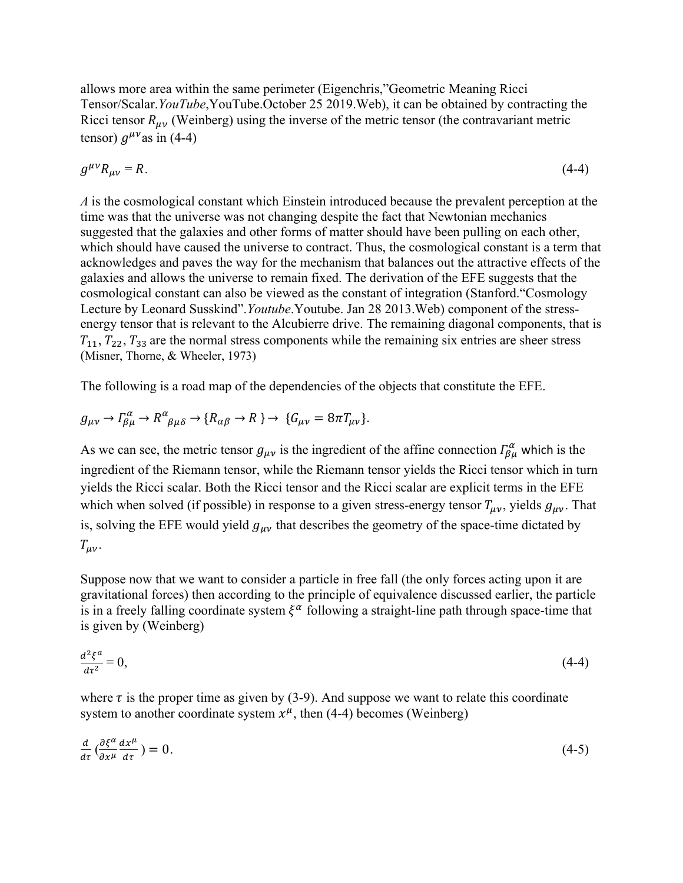allows more area within the same perimeter (Eigenchris,"Geometric Meaning Ricci Tensor/Scalar.*YouTube*,YouTube.October 25 2019.Web), it can be obtained by contracting the Ricci tensor $R_{\mu\nu}$ (Weinberg) using the inverse of the metric tensor (the contravariant metric tensor) $g^{\mu\nu}$as in (4-4)

$$g^{\mu\nu}R_{\mu\nu} = R. \tag{4-4}$$

$\Lambda$ is the cosmological constant which Einstein introduced because the prevalent perception at the time was that the universe was not changing despite the fact that Newtonian mechanics suggested that the galaxies and other forms of matter should have been pulling on each other, which should have caused the universe to contract. Thus, the cosmological constant is a term that acknowledges and paves the way for the mechanism that balances out the attractive effects of the galaxies and allows the universe to remain fixed. The derivation of the EFE suggests that the cosmological constant can also be viewed as the constant of integration (Stanford."Cosmology Lecture by Leonard Susskind".*Youtube*.Youtube. Jan 28 2013.Web) component of the stress-energy tensor that is relevant to the Alcubierre drive. The remaining diagonal components, that is $T_{11}, T_{22}, T_{33}$ are the normal stress components while the remaining six entries are sheer stress (Misner, Thorne, & Wheeler, 1973)

The following is a road map of the dependencies of the objects that constitute the EFE.

$$g_{\mu\nu} \rightarrow \Gamma^{\alpha}_{\beta\mu} \rightarrow R^{\alpha}{}_{\beta\mu\delta} \rightarrow \{R_{\alpha\beta} \rightarrow R\} \rightarrow \{G_{\mu\nu} = 8\pi T_{\mu\nu}\}.$$

As we can see, the metric tensor $g_{\mu\nu}$ is the ingredient of the affine connection $\Gamma^{\alpha}_{\beta\mu}$ which is the ingredient of the Riemann tensor, while the Riemann tensor yields the Ricci tensor which in turn yields the Ricci scalar. Both the Ricci tensor and the Ricci scalar are explicit terms in the EFE which when solved (if possible) in response to a given stress-energy tensor $T_{\mu\nu}$, yields $g_{\mu\nu}$. That is, solving the EFE would yield $g_{\mu\nu}$ that describes the geometry of the space-time dictated by $T_{\mu\nu}$.

Suppose now that we want to consider a particle in free fall (the only forces acting upon it are gravitational forces) then according to the principle of equivalence discussed earlier, the particle is in a freely falling coordinate system $\xi^{\alpha}$ following a straight-line path through space-time that is given by (Weinberg)

$$\frac{d^2\xi^{\alpha}}{d\tau^2} = 0, \tag{4-4}$$

where $\tau$ is the proper time as given by (3-9). And suppose we want to relate this coordinate system to another coordinate system $x^{\mu}$, then (4-4) becomes (Weinberg)

$$\frac{d}{d\tau}\left(\frac{\partial\xi^{\alpha}}{\partial x^{\mu}}\frac{dx^{\mu}}{d\tau}\right) = 0. \tag{4-5}$$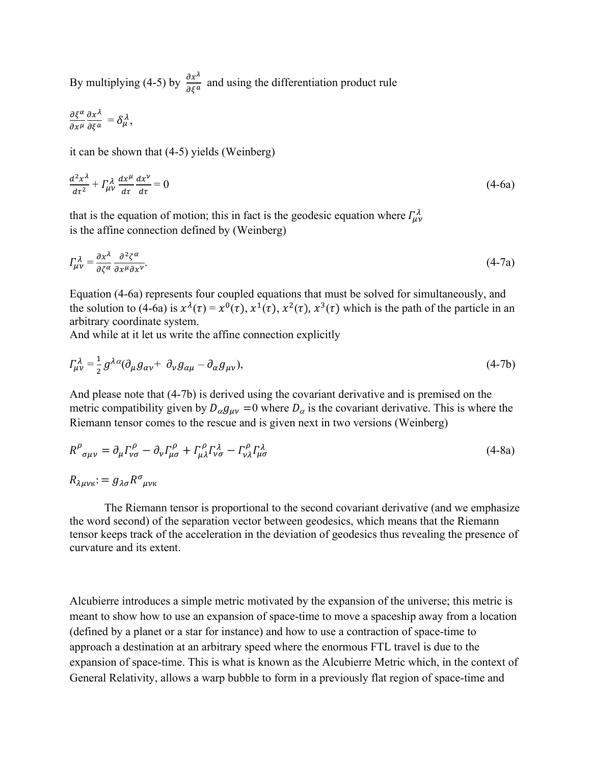By multiplying (4-5) by $\frac{\partial x^{\lambda}}{\partial \xi^{a}}$ and using the differentiation product rule

$$\frac{\partial \xi^{\alpha}}{\partial x^{\mu}}\frac{\partial x^{\lambda}}{\partial \xi^{a}} = \delta_{\mu}^{\lambda},$$

it can be shown that (4-5) yields (Weinberg)

$$\frac{d^{2}x^{\lambda}}{d\tau^{2}} + \Gamma_{\mu\nu}^{\lambda}\frac{dx^{\mu}}{d\tau}\frac{dx^{\nu}}{d\tau} = 0 \tag{4-6a}$$

that is the equation of motion; this in fact is the geodesic equation where $\Gamma_{\mu\nu}^{\lambda}$ is the affine connection defined by (Weinberg)

$$\Gamma_{\mu\nu}^{\lambda} = \frac{\partial x^{\lambda}}{\partial \zeta^{\alpha}}\frac{\partial^{2}\zeta^{\alpha}}{\partial x^{\mu}\partial x^{\nu}}. \tag{4-7a}$$

Equation (4-6a) represents four coupled equations that must be solved for simultaneously, and the solution to (4-6a) is $x^{\lambda}(\tau) = x^{0}(\tau), x^{1}(\tau), x^{2}(\tau), x^{3}(\tau)$ which is the path of the particle in an arbitrary coordinate system.
And while at it let us write the affine connection explicitly

$$\Gamma_{\mu\nu}^{\lambda} = \frac{1}{2}g^{\lambda\alpha}(\partial_{\mu}g_{\alpha\nu} + \partial_{\nu}g_{\alpha\mu} - \partial_{\alpha}g_{\mu\nu}), \tag{4-7b}$$

And please note that (4-7b) is derived using the covariant derivative and is premised on the metric compatibility given by $D_{\alpha}g_{\mu\nu} = 0$ where $D_{\alpha}$ is the covariant derivative. This is where the Riemann tensor comes to the rescue and is given next in two versions (Weinberg)

$$R^{\rho}{}_{\sigma\mu\nu} = \partial_{\mu}\Gamma_{\nu\sigma}^{\rho} - \partial_{\nu}\Gamma_{\mu\sigma}^{\rho} + \Gamma_{\mu\lambda}^{\rho}\Gamma_{\nu\sigma}^{\lambda} - \Gamma_{\nu\lambda}^{\rho}\Gamma_{\mu\sigma}^{\lambda} \tag{4-8a}$$

$$R_{\lambda\mu\nu\kappa} := g_{\lambda\sigma}R^{\sigma}{}_{\mu\nu\kappa}$$

The Riemann tensor is proportional to the second covariant derivative (and we emphasize the word second) of the separation vector between geodesics, which means that the Riemann tensor keeps track of the acceleration in the deviation of geodesics thus revealing the presence of curvature and its extent.

Alcubierre introduces a simple metric motivated by the expansion of the universe; this metric is meant to show how to use an expansion of space-time to move a spaceship away from a location (defined by a planet or a star for instance) and how to use a contraction of space-time to approach a destination at an arbitrary speed where the enormous FTL travel is due to the expansion of space-time. This is what is known as the Alcubierre Metric which, in the context of General Relativity, allows a warp bubble to form in a previously flat region of space-time and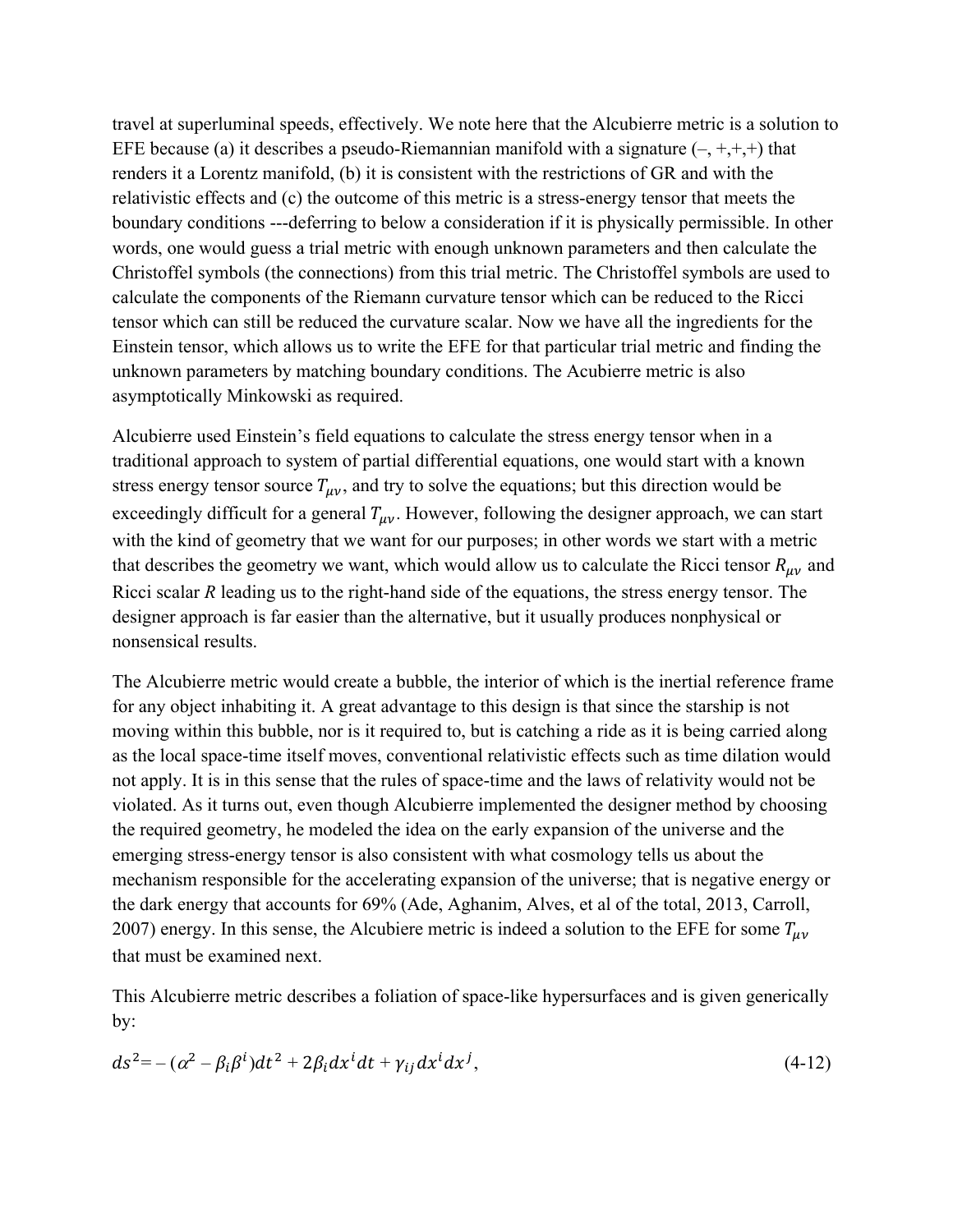travel at superluminal speeds, effectively. We note here that the Alcubierre metric is a solution to EFE because (a) it describes a pseudo-Riemannian manifold with a signature (–, +,+,+) that renders it a Lorentz manifold, (b) it is consistent with the restrictions of GR and with the relativistic effects and (c) the outcome of this metric is a stress-energy tensor that meets the boundary conditions ---deferring to below a consideration if it is physically permissible. In other words, one would guess a trial metric with enough unknown parameters and then calculate the Christoffel symbols (the connections) from this trial metric. The Christoffel symbols are used to calculate the components of the Riemann curvature tensor which can be reduced to the Ricci tensor which can still be reduced the curvature scalar. Now we have all the ingredients for the Einstein tensor, which allows us to write the EFE for that particular trial metric and finding the unknown parameters by matching boundary conditions. The Acubierre metric is also asymptotically Minkowski as required.

Alcubierre used Einstein's field equations to calculate the stress energy tensor when in a traditional approach to system of partial differential equations, one would start with a known stress energy tensor source $T_{\mu\nu}$, and try to solve the equations; but this direction would be exceedingly difficult for a general $T_{\mu\nu}$. However, following the designer approach, we can start with the kind of geometry that we want for our purposes; in other words we start with a metric that describes the geometry we want, which would allow us to calculate the Ricci tensor $R_{\mu\nu}$ and Ricci scalar $R$ leading us to the right-hand side of the equations, the stress energy tensor. The designer approach is far easier than the alternative, but it usually produces nonphysical or nonsensical results.

The Alcubierre metric would create a bubble, the interior of which is the inertial reference frame for any object inhabiting it. A great advantage to this design is that since the starship is not moving within this bubble, nor is it required to, but is catching a ride as it is being carried along as the local space-time itself moves, conventional relativistic effects such as time dilation would not apply. It is in this sense that the rules of space-time and the laws of relativity would not be violated. As it turns out, even though Alcubierre implemented the designer method by choosing the required geometry, he modeled the idea on the early expansion of the universe and the emerging stress-energy tensor is also consistent with what cosmology tells us about the mechanism responsible for the accelerating expansion of the universe; that is negative energy or the dark energy that accounts for 69% (Ade, Aghanim, Alves, et al of the total, 2013, Carroll, 2007) energy. In this sense, the Alcubiere metric is indeed a solution to the EFE for some $T_{\mu\nu}$ that must be examined next.

This Alcubierre metric describes a foliation of space-like hypersurfaces and is given generically by:

$$ds^2 = -(\alpha^2 - \beta_i\beta^i)dt^2 + 2\beta_i dx^i dt + \gamma_{ij}dx^i dx^j, \tag{4-12}$$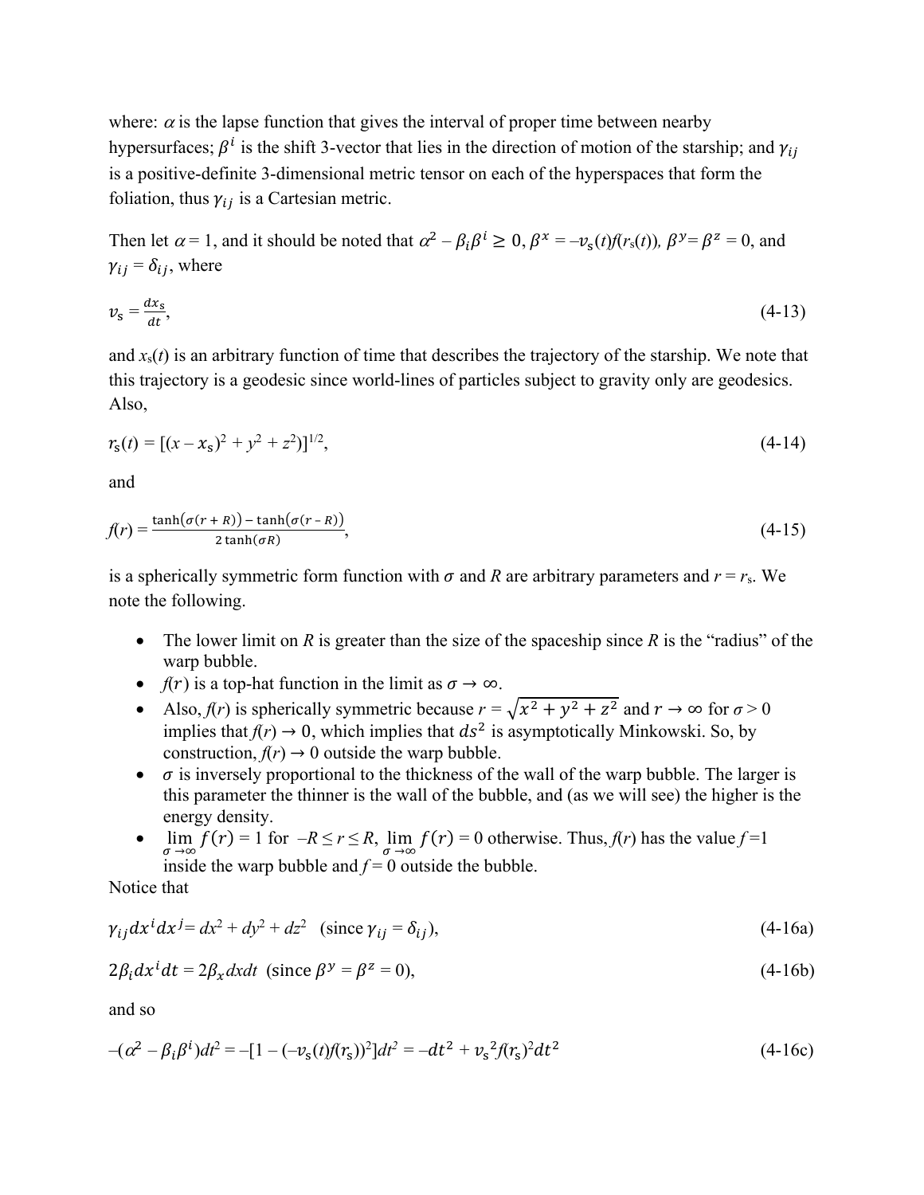where: $\alpha$ is the lapse function that gives the interval of proper time between nearby hypersurfaces; $\beta^i$ is the shift 3-vector that lies in the direction of motion of the starship; and $\gamma_{ij}$ is a positive-definite 3-dimensional metric tensor on each of the hyperspaces that form the foliation, thus $\gamma_{ij}$ is a Cartesian metric.

Then let $\alpha = 1$, and it should be noted that $\alpha^2 - \beta_i\beta^i \geq 0$, $\beta^x = -v_s(t)f(r_s(t))$, $\beta^y = \beta^z = 0$, and $\gamma_{ij} = \delta_{ij}$, where

$$v_s = \frac{dx_s}{dt}, \tag{4-13}$$

and $x_s(t)$ is an arbitrary function of time that describes the trajectory of the starship. We note that this trajectory is a geodesic since world-lines of particles subject to gravity only are geodesics. Also,

$$r_s(t) = [(x - x_s)^2 + y^2 + z^2)]^{1/2}, \tag{4-14}$$

and

$$f(r) = \frac{\tanh(\sigma(r + R)) - \tanh(\sigma(r - R))}{2\tanh(\sigma R)}, \tag{4-15}$$

is a spherically symmetric form function with $\sigma$ and $R$ are arbitrary parameters and $r = r_s$. We note the following.

- The lower limit on $R$ is greater than the size of the spaceship since $R$ is the "radius" of the warp bubble.
- $f(r)$ is a top-hat function in the limit as $\sigma \to \infty$.
- Also, $f(r)$ is spherically symmetric because $r = \sqrt{x^2 + y^2 + z^2}$ and $r \to \infty$ for $\sigma > 0$ implies that $f(r) \to 0$, which implies that $ds^2$ is asymptotically Minkowski. So, by construction, $f(r) \to 0$ outside the warp bubble.
- $\sigma$ is inversely proportional to the thickness of the wall of the warp bubble. The larger is this parameter the thinner is the wall of the bubble, and (as we will see) the higher is the energy density.
- $\lim_{\sigma \to \infty} f(r) = 1$ for $-R \leq r \leq R$, $\lim_{\sigma \to \infty} f(r) = 0$ otherwise. Thus, $f(r)$ has the value $f = 1$ inside the warp bubble and $f = 0$ outside the bubble.

Notice that

$$\gamma_{ij}dx^i dx^j = dx^2 + dy^2 + dz^2 \quad (\text{since } \gamma_{ij} = \delta_{ij}), \tag{4-16a}$$

$$2\beta_i dx^i dt = 2\beta_x dx dt \quad (\text{since } \beta^y = \beta^z = 0), \tag{4-16b}$$

and so

$$-(\alpha^2 - \beta_i\beta^i)dt^2 = -[1 - (-v_s(t)f(r_s))^2]dt^2 = -dt^2 + v_s^2 f(r_s)^2 dt^2 \tag{4-16c}$$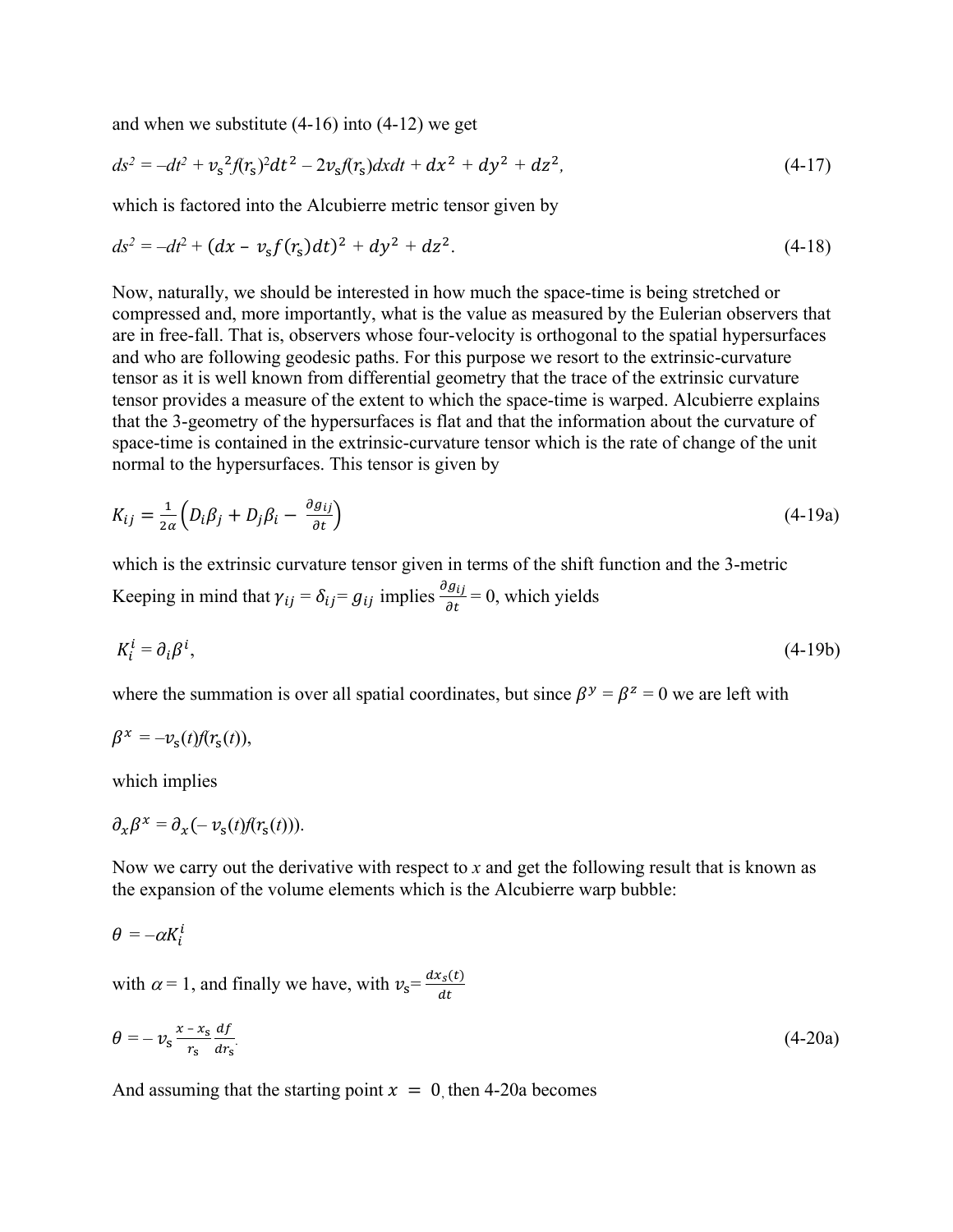and when we substitute (4-16) into (4-12) we get

$$ds^2 = -dt^2 + v_s{}^2 f(r_s)^2 dt^2 - 2v_s f(r_s) dx dt + dx^2 + dy^2 + dz^2, \tag{4-17}$$

which is factored into the Alcubierre metric tensor given by

$$ds^2 = -dt^2 + (dx - v_s f(r_s) dt)^2 + dy^2 + dz^2. \tag{4-18}$$

Now, naturally, we should be interested in how much the space-time is being stretched or compressed and, more importantly, what is the value as measured by the Eulerian observers that are in free-fall. That is, observers whose four-velocity is orthogonal to the spatial hypersurfaces and who are following geodesic paths. For this purpose we resort to the extrinsic-curvature tensor as it is well known from differential geometry that the trace of the extrinsic curvature tensor provides a measure of the extent to which the space-time is warped. Alcubierre explains that the 3-geometry of the hypersurfaces is flat and that the information about the curvature of space-time is contained in the extrinsic-curvature tensor which is the rate of change of the unit normal to the hypersurfaces. This tensor is given by

$$K_{ij} = \frac{1}{2\alpha}\left(D_i\beta_j + D_j\beta_i - \frac{\partial g_{ij}}{\partial t}\right) \tag{4-19a}$$

which is the extrinsic curvature tensor given in terms of the shift function and the 3-metric Keeping in mind that $\gamma_{ij} = \delta_{ij} = g_{ij}$ implies $\frac{\partial g_{ij}}{\partial t} = 0$, which yields

$$K_i^i = \partial_i \beta^i, \tag{4-19b}$$

where the summation is over all spatial coordinates, but since $\beta^y = \beta^z = 0$ we are left with

$$\beta^x = -v_s(t) f(r_s(t)),$$

which implies

$$\partial_x \beta^x = \partial_x(-v_s(t) f(r_s(t))).$$

Now we carry out the derivative with respect to $x$ and get the following result that is known as the expansion of the volume elements which is the Alcubierre warp bubble:

$$\theta = -\alpha K_i^i$$

with $\alpha = 1$, and finally we have, with $v_s = \frac{dx_s(t)}{dt}$

$$\theta = -v_s \frac{x - x_s}{r_s} \frac{df}{dr_s}. \tag{4-20a}$$

And assuming that the starting point $x = 0$, then 4-20a becomes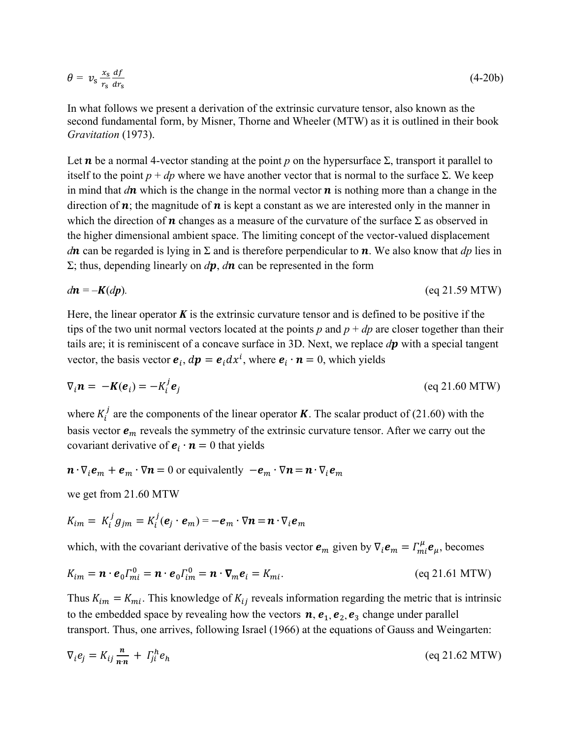$$\theta = v_s \frac{x_s}{r_s} \frac{df}{dr_s} \tag{4-20b}$$

In what follows we present a derivation of the extrinsic curvature tensor, also known as the second fundamental form, by Misner, Thorne and Wheeler (MTW) as it is outlined in their book *Gravitation* (1973).

Let $\boldsymbol{n}$ be a normal 4-vector standing at the point *p* on the hypersurface Σ, transport it parallel to itself to the point *p* + *dp* where we have another vector that is normal to the surface Σ. We keep in mind that $d\boldsymbol{n}$ which is the change in the normal vector $\boldsymbol{n}$ is nothing more than a change in the direction of $\boldsymbol{n}$; the magnitude of $\boldsymbol{n}$ is kept a constant as we are interested only in the manner in which the direction of $\boldsymbol{n}$ changes as a measure of the curvature of the surface Σ as observed in the higher dimensional ambient space. The limiting concept of the vector-valued displacement $d\boldsymbol{n}$ can be regarded is lying in Σ and is therefore perpendicular to $\boldsymbol{n}$. We also know that *dp* lies in Σ; thus, depending linearly on $d\boldsymbol{p}$, $d\boldsymbol{n}$ can be represented in the form

$$d\boldsymbol{n} = -\boldsymbol{K}(d\boldsymbol{p}). \tag{eq 21.59 MTW}$$

Here, the linear operator $\boldsymbol{K}$ is the extrinsic curvature tensor and is defined to be positive if the tips of the two unit normal vectors located at the points *p* and *p* + *dp* are closer together than their tails are; it is reminiscent of a concave surface in 3D. Next, we replace $d\boldsymbol{p}$ with a special tangent vector, the basis vector $\boldsymbol{e}_i$, $d\boldsymbol{p} = \boldsymbol{e}_i dx^i$, where $\boldsymbol{e}_i \cdot \boldsymbol{n} = 0$, which yields

$$\nabla_i \boldsymbol{n} = -\boldsymbol{K}(\boldsymbol{e}_i) = -K_i^j \boldsymbol{e}_j \tag{eq 21.60 MTW}$$

where $K_i^j$ are the components of the linear operator $\boldsymbol{K}$. The scalar product of (21.60) with the basis vector $\boldsymbol{e}_m$ reveals the symmetry of the extrinsic curvature tensor. After we carry out the covariant derivative of $\boldsymbol{e}_i \cdot \boldsymbol{n} = 0$ that yields

$\boldsymbol{n} \cdot \nabla_i \boldsymbol{e}_m + \boldsymbol{e}_m \cdot \nabla \boldsymbol{n} = 0$ or equivalently $-\boldsymbol{e}_m \cdot \nabla \boldsymbol{n} = \boldsymbol{n} \cdot \nabla_i \boldsymbol{e}_m$

we get from 21.60 MTW

$$K_{im} = K_i^j g_{jm} = K_i^j (\boldsymbol{e}_j \cdot \boldsymbol{e}_m) = -\boldsymbol{e}_m \cdot \nabla \boldsymbol{n} = \boldsymbol{n} \cdot \nabla_i \boldsymbol{e}_m$$

which, with the covariant derivative of the basis vector $\boldsymbol{e}_m$ given by $\nabla_i \boldsymbol{e}_m = \Gamma_{mi}^{\mu} \boldsymbol{e}_\mu$, becomes

$$K_{im} = \boldsymbol{n} \cdot \boldsymbol{e}_0 \Gamma_{mi}^0 = \boldsymbol{n} \cdot \boldsymbol{e}_0 \Gamma_{im}^0 = \boldsymbol{n} \cdot \boldsymbol{\nabla}_m \boldsymbol{e}_i = K_{mi}. \tag{eq 21.61 MTW}$$

Thus $K_{im} = K_{mi}$. This knowledge of $K_{ij}$ reveals information regarding the metric that is intrinsic to the embedded space by revealing how the vectors $\boldsymbol{n}, \boldsymbol{e}_1, \boldsymbol{e}_2, \boldsymbol{e}_3$ change under parallel transport. Thus, one arrives, following Israel (1966) at the equations of Gauss and Weingarten:

$$\nabla_i e_j = K_{ij} \frac{\boldsymbol{n}}{\boldsymbol{n} \cdot \boldsymbol{n}} + \Gamma_{ji}^h e_h \tag{eq 21.62 MTW}$$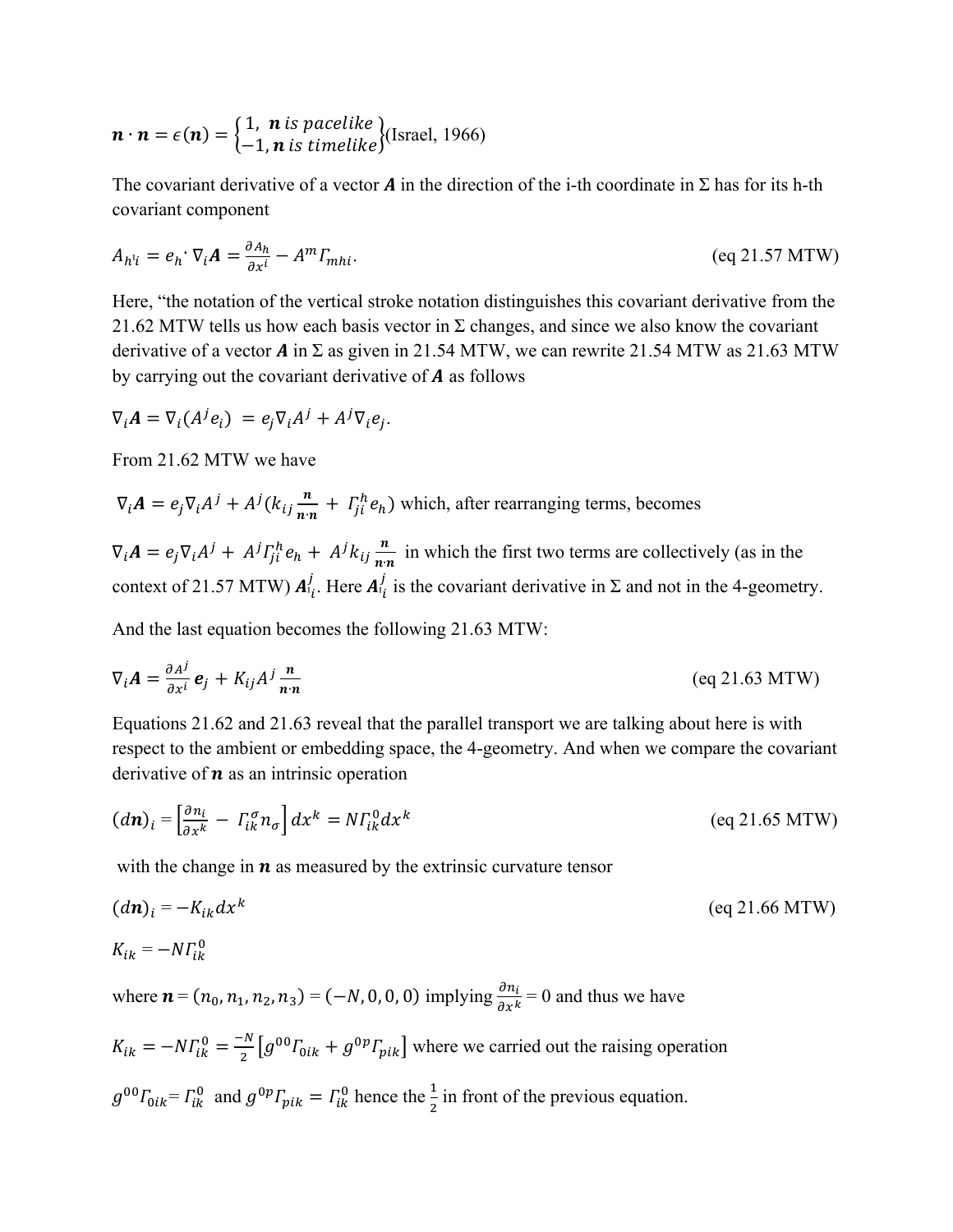$\boldsymbol{n} \cdot \boldsymbol{n} = \epsilon(\boldsymbol{n}) = \begin{Bmatrix} 1, \ \boldsymbol{n} \ is \ pacelike \\ -1, \boldsymbol{n} \ is \ timelike \end{Bmatrix}$(Israel, 1966)

The covariant derivative of a vector $\boldsymbol{A}$ in the direction of the i-th coordinate in Σ has for its h-th covariant component

$$A_{h|i} = e_h \cdot \nabla_i \boldsymbol{A} = \frac{\partial A_h}{\partial x^i} - A^m \Gamma_{mhi}. \qquad \text{(eq 21.57 MTW)}$$

Here, "the notation of the vertical stroke notation distinguishes this covariant derivative from the 21.62 MTW tells us how each basis vector in Σ changes, and since we also know the covariant derivative of a vector $\boldsymbol{A}$ in Σ as given in 21.54 MTW, we can rewrite 21.54 MTW as 21.63 MTW by carrying out the covariant derivative of $\boldsymbol{A}$ as follows

$$\nabla_i \boldsymbol{A} = \nabla_i (A^j e_i) = e_j \nabla_i A^j + A^j \nabla_i e_j.$$

From 21.62 MTW we have

$\nabla_i \boldsymbol{A} = e_j \nabla_i A^j + A^j (k_{ij} \frac{\boldsymbol{n}}{\boldsymbol{n \cdot n}} + \Gamma^h_{ji} e_h)$ which, after rearranging terms, becomes

$\nabla_i \boldsymbol{A} = e_j \nabla_i A^j + A^j \Gamma^h_{ji} e_h + A^j k_{ij} \frac{\boldsymbol{n}}{\boldsymbol{n \cdot n}}$ in which the first two terms are collectively (as in the context of 21.57 MTW) $\boldsymbol{A}^j_{|i}$. Here $\boldsymbol{A}^j_{|i}$ is the covariant derivative in Σ and not in the 4-geometry.

And the last equation becomes the following 21.63 MTW:

$$\nabla_i \boldsymbol{A} = \frac{\partial A^j}{\partial x^i} \boldsymbol{e}_j + K_{ij} A^j \frac{\boldsymbol{n}}{\boldsymbol{n \cdot n}} \qquad \text{(eq 21.63 MTW)}$$

Equations 21.62 and 21.63 reveal that the parallel transport we are talking about here is with respect to the ambient or embedding space, the 4-geometry. And when we compare the covariant derivative of $\boldsymbol{n}$ as an intrinsic operation

$$(d\boldsymbol{n})_i = \left[\frac{\partial n_i}{\partial x^k} - \Gamma^\sigma_{ik} n_\sigma\right] dx^k = N \Gamma^0_{ik} dx^k \qquad \text{(eq 21.65 MTW)}$$

with the change in $\boldsymbol{n}$ as measured by the extrinsic curvature tensor

$$(d\boldsymbol{n})_i = -K_{ik} dx^k \qquad \text{(eq 21.66 MTW)}$$

$$K_{ik} = -N \Gamma^0_{ik}$$

where $\boldsymbol{n} = (n_0, n_1, n_2, n_3) = (-N, 0, 0, 0)$ implying $\frac{\partial n_i}{\partial x^k} = 0$ and thus we have

$K_{ik} = -N \Gamma^0_{ik} = \frac{-N}{2} \left[g^{00} \Gamma_{0ik} + g^{0p} \Gamma_{pik}\right]$ where we carried out the raising operation

$g^{00} \Gamma_{0ik} = \Gamma^0_{ik}$ and $g^{0p} \Gamma_{pik} = \Gamma^0_{ik}$ hence the $\frac{1}{2}$ in front of the previous equation.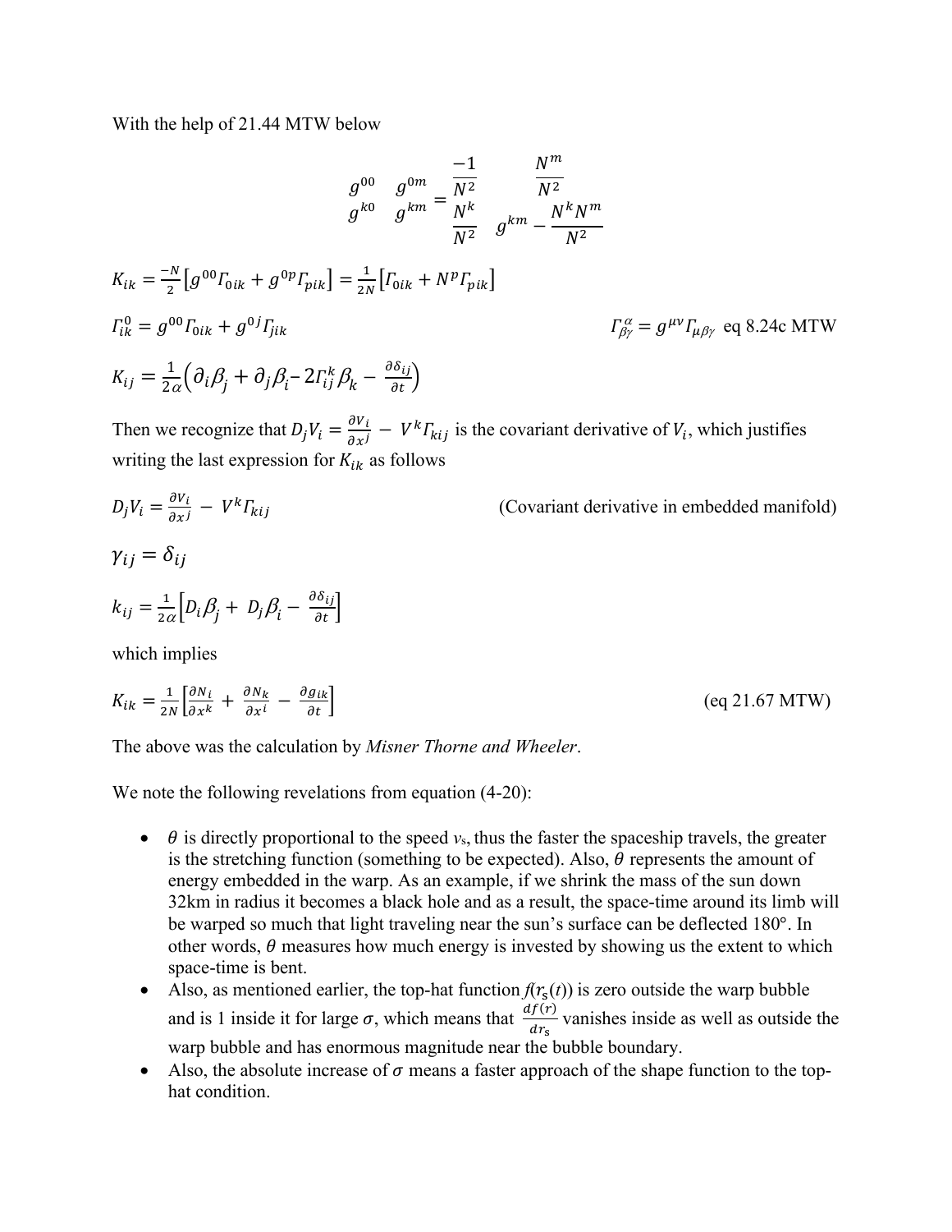With the help of 21.44 MTW below

$$\begin{matrix} g^{00} & g^{0m} \\ g^{k0} & g^{km} \end{matrix} = \begin{matrix} \frac{-1}{N^2} & \frac{N^m}{N^2} \\ \frac{N^k}{N^2} & g^{km} - \frac{N^k N^m}{N^2} \end{matrix}$$

$$K_{ik} = \frac{-N}{2}\left[g^{00}\Gamma_{0ik} + g^{0p}\Gamma_{pik}\right] = \frac{1}{2N}\left[\Gamma_{0ik} + N^p\Gamma_{pik}\right]$$

$$\Gamma^0_{ik} = g^{00}\Gamma_{0ik} + g^{0j}\Gamma_{jik} \qquad\qquad \Gamma^{\alpha}_{\beta\gamma} = g^{\mu\nu}\Gamma_{\mu\beta\gamma} \text{ eq 8.24c MTW}$$

$$K_{ij} = \frac{1}{2\alpha}\left(\partial_i\beta_j + \partial_j\beta_i - 2\Gamma^k_{ij}\beta_k - \frac{\partial\delta_{ij}}{\partial t}\right)$$

Then we recognize that $D_jV_i = \frac{\partial V_i}{\partial x^j} - V^k\Gamma_{kij}$ is the covariant derivative of $V_i$, which justifies writing the last expression for $K_{ik}$ as follows

$$D_jV_i = \frac{\partial V_i}{\partial x^j} - V^k\Gamma_{kij} \qquad \text{(Covariant derivative in embedded manifold)}$$

$$\gamma_{ij} = \delta_{ij}$$

$$k_{ij} = \frac{1}{2\alpha}\left[D_i\beta_j + D_j\beta_i - \frac{\partial\delta_{ij}}{\partial t}\right]$$

which implies

$$K_{ik} = \frac{1}{2N}\left[\frac{\partial N_i}{\partial x^k} + \frac{\partial N_k}{\partial x^i} - \frac{\partial g_{ik}}{\partial t}\right] \qquad \text{(eq 21.67 MTW)}$$

The above was the calculation by *Misner Thorne and Wheeler*.

We note the following revelations from equation (4-20):

- $\theta$ is directly proportional to the speed $v_s$, thus the faster the spaceship travels, the greater is the stretching function (something to be expected). Also, $\theta$ represents the amount of energy embedded in the warp. As an example, if we shrink the mass of the sun down 32km in radius it becomes a black hole and as a result, the space-time around its limb will be warped so much that light traveling near the sun's surface can be deflected 180°. In other words, $\theta$ measures how much energy is invested by showing us the extent to which space-time is bent.
- Also, as mentioned earlier, the top-hat function $f(r_s(t))$ is zero outside the warp bubble and is 1 inside it for large $\sigma$, which means that $\frac{df(r)}{dr_s}$ vanishes inside as well as outside the warp bubble and has enormous magnitude near the bubble boundary.
- Also, the absolute increase of $\sigma$ means a faster approach of the shape function to the top-hat condition.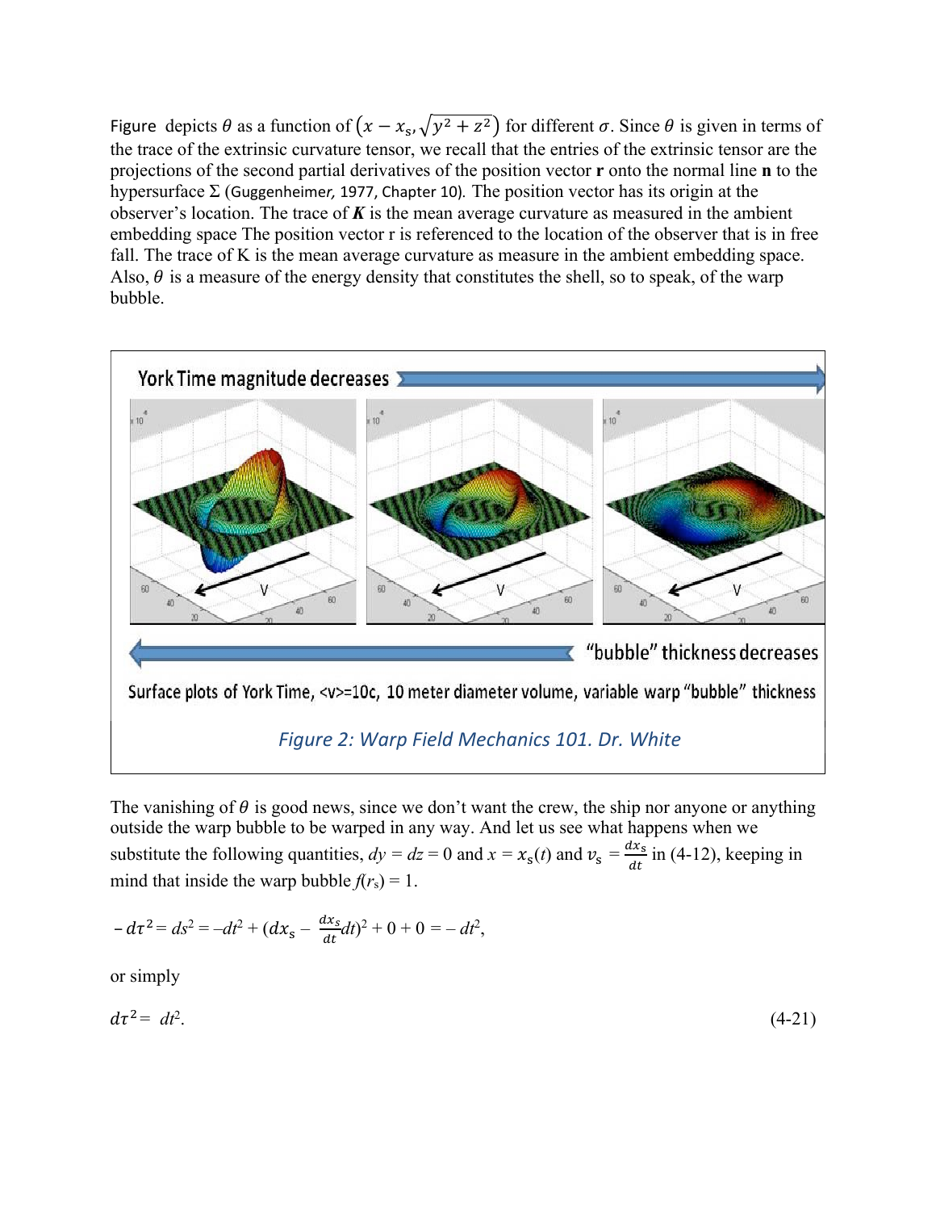Figure depicts $\theta$ as a function of $\left(x - x_s, \sqrt{y^2 + z^2}\right)$ for different $\sigma$. Since $\theta$ is given in terms of the trace of the extrinsic curvature tensor, we recall that the entries of the extrinsic tensor are the projections of the second partial derivatives of the position vector **r** onto the normal line **n** to the hypersurface $\Sigma$ (Guggenheimer, 1977, Chapter 10). The position vector has its origin at the observer's location. The trace of ***K*** is the mean average curvature as measured in the ambient embedding space The position vector r is referenced to the location of the observer that is in free fall. The trace of K is the mean average curvature as measure in the ambient embedding space. Also, $\theta$ is a measure of the energy density that constitutes the shell, so to speak, of the warp bubble.

York Time magnitude decreases

"bubble" thickness decreases

Surface plots of York Time, <v>=10c, 10 meter diameter volume, variable warp "bubble" thickness

*Figure 2: Warp Field Mechanics 101. Dr. White*

The vanishing of $\theta$ is good news, since we don't want the crew, the ship nor anyone or anything outside the warp bubble to be warped in any way. And let us see what happens when we substitute the following quantities, $dy = dz = 0$ and $x = x_s(t)$ and $v_s = \frac{dx_s}{dt}$ in (4-12), keeping in mind that inside the warp bubble $f(r_s) = 1$.

$$-d\tau^2 = ds^2 = -dt^2 + \left(dx_s - \frac{dx_s}{dt}dt\right)^2 + 0 + 0 = -dt^2,$$

or simply

$$d\tau^2 = dt^2. \tag{4-21}$$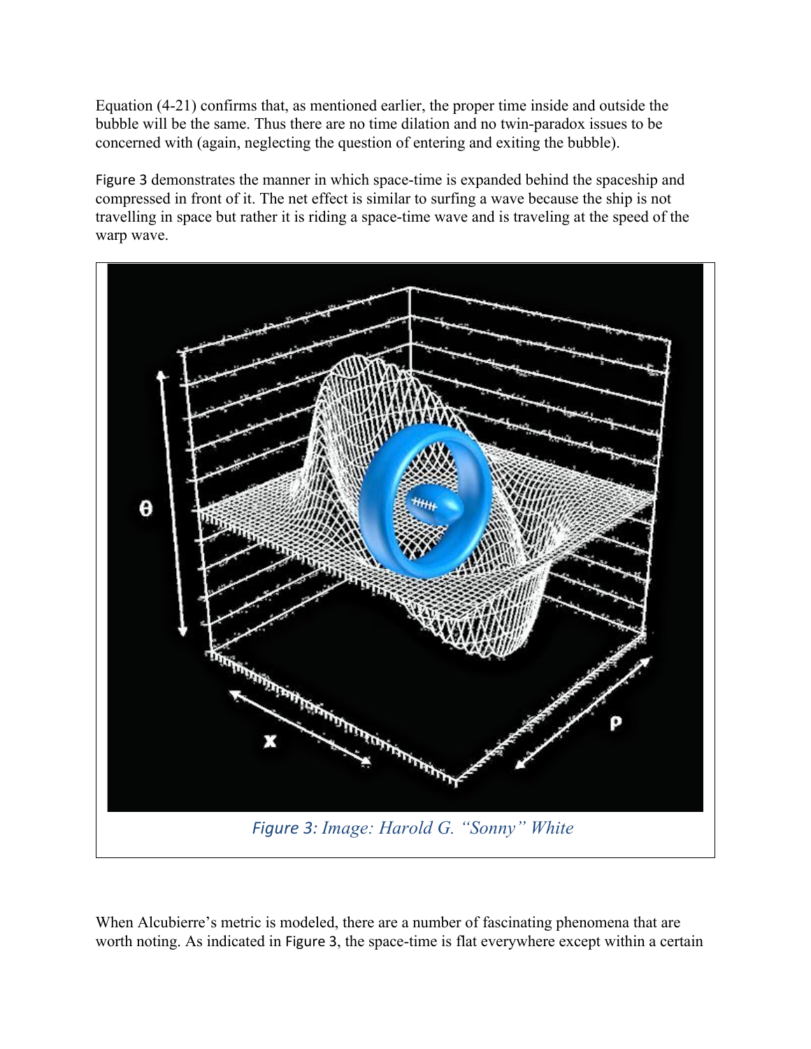Equation (4-21) confirms that, as mentioned earlier, the proper time inside and outside the bubble will be the same. Thus there are no time dilation and no twin-paradox issues to be concerned with (again, neglecting the question of entering and exiting the bubble).

Figure 3 demonstrates the manner in which space-time is expanded behind the spaceship and compressed in front of it. The net effect is similar to surfing a wave because the ship is not travelling in space but rather it is riding a space-time wave and is traveling at the speed of the warp wave.

*Figure 3: Image: Harold G. "Sonny" White*

When Alcubierre's metric is modeled, there are a number of fascinating phenomena that are worth noting. As indicated in Figure 3, the space-time is flat everywhere except within a certain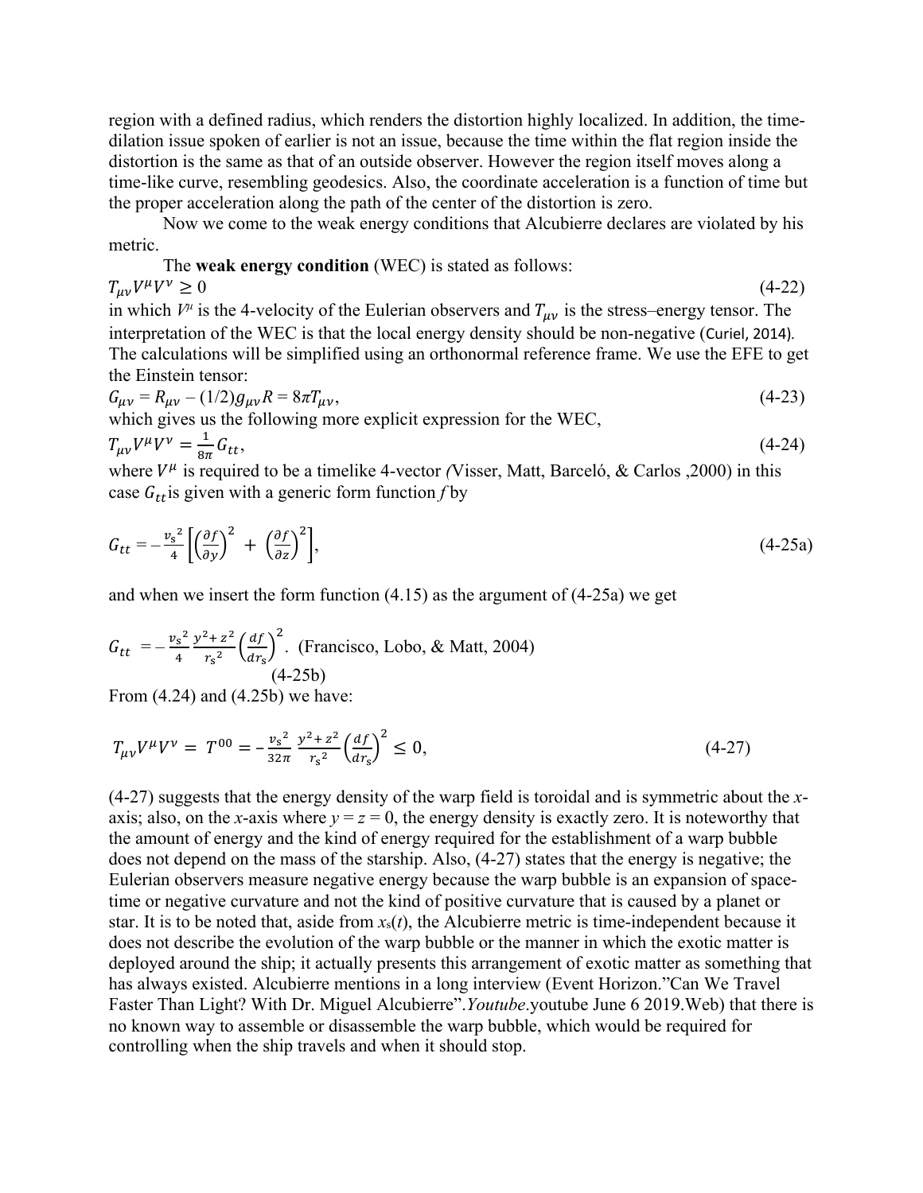region with a defined radius, which renders the distortion highly localized. In addition, the time-dilation issue spoken of earlier is not an issue, because the time within the flat region inside the distortion is the same as that of an outside observer. However the region itself moves along a time-like curve, resembling geodesics. Also, the coordinate acceleration is a function of time but the proper acceleration along the path of the center of the distortion is zero.

Now we come to the weak energy conditions that Alcubierre declares are violated by his metric.

The **weak energy condition** (WEC) is stated as follows:

$$T_{\mu\nu}V^{\mu}V^{\nu} \geq 0 \tag{4-22}$$

in which $V^{\mu}$ is the 4-velocity of the Eulerian observers and $T_{\mu\nu}$ is the stress–energy tensor. The interpretation of the WEC is that the local energy density should be non-negative (Curiel, 2014). The calculations will be simplified using an orthonormal reference frame. We use the EFE to get the Einstein tensor:

$$G_{\mu\nu} = R_{\mu\nu} - (1/2)g_{\mu\nu}R = 8\pi T_{\mu\nu}, \tag{4-23}$$

which gives us the following more explicit expression for the WEC,

$$T_{\mu\nu}V^{\mu}V^{\nu} = \frac{1}{8\pi}G_{tt}, \tag{4-24}$$

where $V^{\mu}$ is required to be a timelike 4-vector (Visser, Matt, Barceló, & Carlos ,2000) in this case $G_{tt}$ is given with a generic form function *f* by

$$G_{tt} = -\frac{v_s^{\,2}}{4}\left[\left(\frac{\partial f}{\partial y}\right)^2 + \left(\frac{\partial f}{\partial z}\right)^2\right], \tag{4-25a}$$

and when we insert the form function (4.15) as the argument of (4-25a) we get

$$G_{tt} = -\frac{v_s^{\,2}}{4}\frac{y^2+z^2}{r_s^{\,2}}\left(\frac{df}{dr_s}\right)^2. \text{ (Francisco, Lobo, \& Matt, 2004)} \tag{4-25b}$$

From (4.24) and (4.25b) we have:

$$T_{\mu\nu}V^{\mu}V^{\nu} = T^{00} = -\frac{v_s^{\,2}}{32\pi}\frac{y^2+z^2}{r_s^{\,2}}\left(\frac{df}{dr_s}\right)^2 \leq 0, \tag{4-27}$$

(4-27) suggests that the energy density of the warp field is toroidal and is symmetric about the *x*-axis; also, on the *x*-axis where $y = z = 0$, the energy density is exactly zero. It is noteworthy that the amount of energy and the kind of energy required for the establishment of a warp bubble does not depend on the mass of the starship. Also, (4-27) states that the energy is negative; the Eulerian observers measure negative energy because the warp bubble is an expansion of space-time or negative curvature and not the kind of positive curvature that is caused by a planet or star. It is to be noted that, aside from $x_s(t)$, the Alcubierre metric is time-independent because it does not describe the evolution of the warp bubble or the manner in which the exotic matter is deployed around the ship; it actually presents this arrangement of exotic matter as something that has always existed. Alcubierre mentions in a long interview (Event Horizon."Can We Travel Faster Than Light? With Dr. Miguel Alcubierre".*Youtube*.youtube June 6 2019.Web) that there is no known way to assemble or disassemble the warp bubble, which would be required for controlling when the ship travels and when it should stop.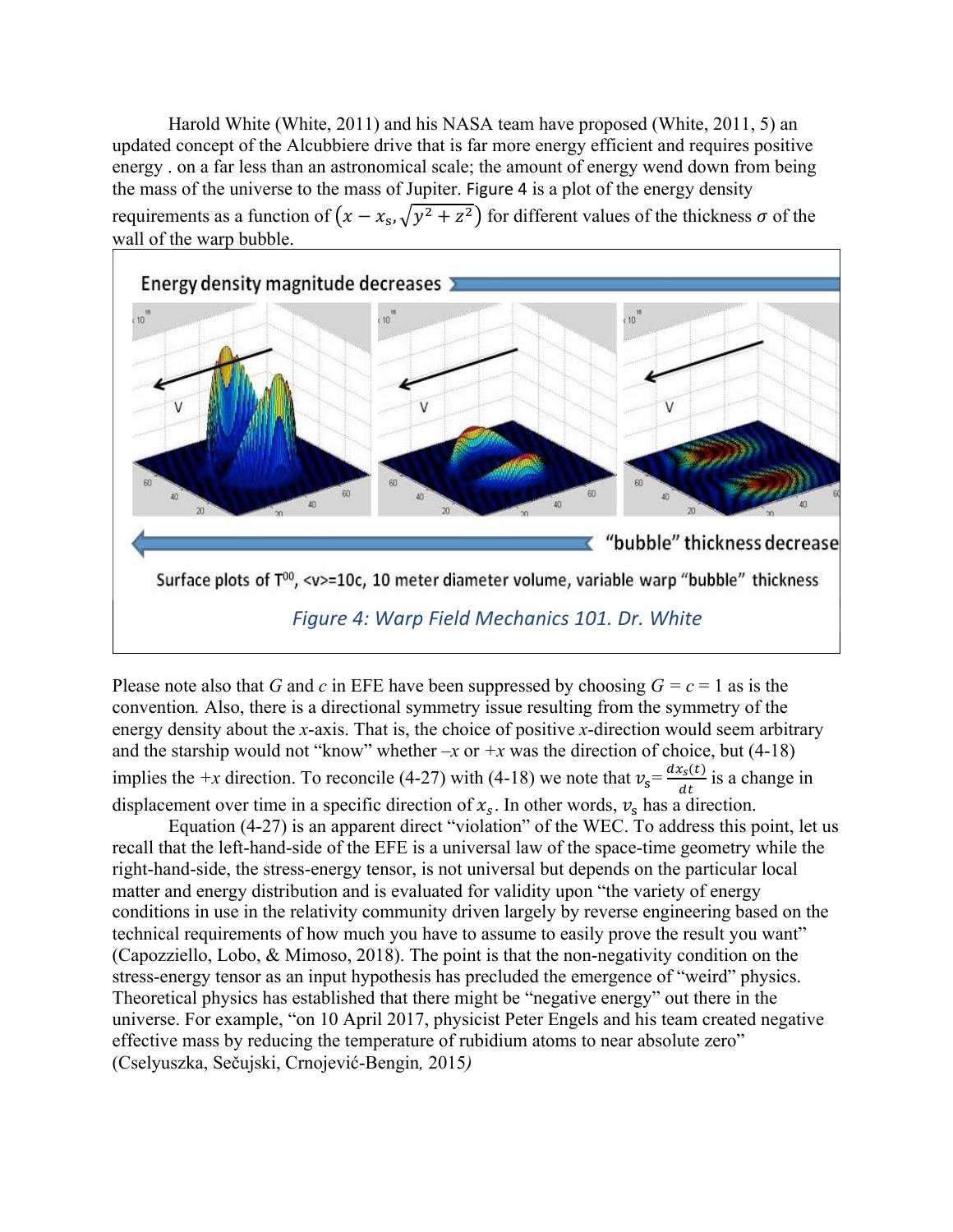Harold White (White, 2011) and his NASA team have proposed (White, 2011, 5) an updated concept of the Alcubbiere drive that is far more energy efficient and requires positive energy . on a far less than an astronomical scale; the amount of energy wend down from being the mass of the universe to the mass of Jupiter. Figure 4 is a plot of the energy density requirements as a function of $\left(x - x_s, \sqrt{y^2 + z^2}\right)$ for different values of the thickness $\sigma$ of the wall of the warp bubble.

Energy density magnitude decreases

"bubble" thickness decrease

Surface plots of $T^{00}$, <v>=10c, 10 meter diameter volume, variable warp "bubble" thickness

*Figure 4: Warp Field Mechanics 101. Dr. White*

Please note also that *G* and *c* in EFE have been suppressed by choosing *G* = *c* = 1 as is the convention. Also, there is a directional symmetry issue resulting from the symmetry of the energy density about the *x*-axis. That is, the choice of positive *x*-direction would seem arbitrary and the starship would not "know" whether –*x* or +*x* was the direction of choice, but (4-18) implies the +*x* direction. To reconcile (4-27) with (4-18) we note that $v_s = \frac{dx_s(t)}{dt}$ is a change in displacement over time in a specific direction of $x_s$. In other words, $v_s$ has a direction.

Equation (4-27) is an apparent direct "violation" of the WEC. To address this point, let us recall that the left-hand-side of the EFE is a universal law of the space-time geometry while the right-hand-side, the stress-energy tensor, is not universal but depends on the particular local matter and energy distribution and is evaluated for validity upon "the variety of energy conditions in use in the relativity community driven largely by reverse engineering based on the technical requirements of how much you have to assume to easily prove the result you want" (Capozziello, Lobo, & Mimoso, 2018). The point is that the non-negativity condition on the stress-energy tensor as an input hypothesis has precluded the emergence of "weird" physics. Theoretical physics has established that there might be "negative energy" out there in the universe. For example, "on 10 April 2017, physicist Peter Engels and his team created negative effective mass by reducing the temperature of rubidium atoms to near absolute zero" (Cselyuszka, Sečujski, Crnojević-Bengin, 2015*)*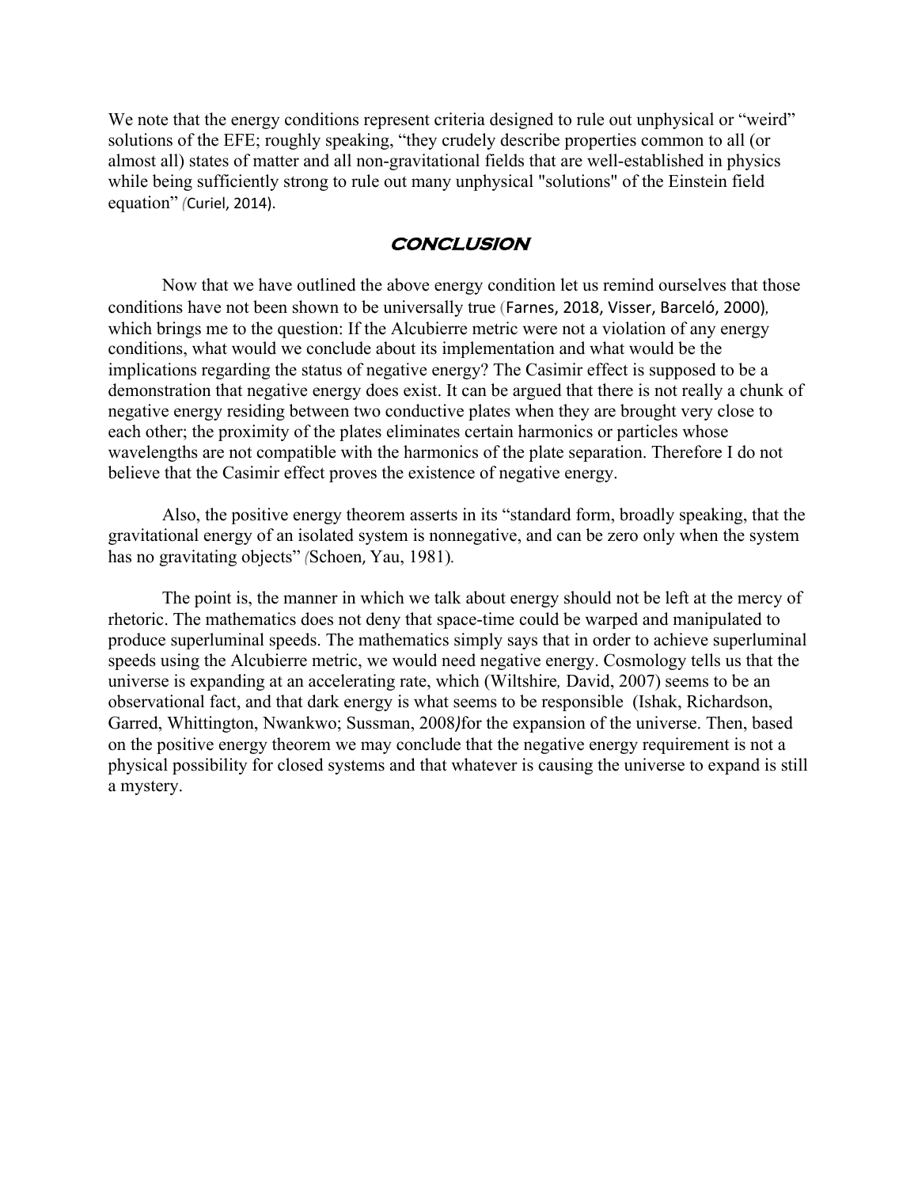We note that the energy conditions represent criteria designed to rule out unphysical or "weird" solutions of the EFE; roughly speaking, "they crudely describe properties common to all (or almost all) states of matter and all non-gravitational fields that are well-established in physics while being sufficiently strong to rule out many unphysical "solutions" of the Einstein field equation" (Curiel, 2014).

## CONCLUSION

Now that we have outlined the above energy condition let us remind ourselves that those conditions have not been shown to be universally true (Farnes, 2018, Visser, Barceló, 2000), which brings me to the question: If the Alcubierre metric were not a violation of any energy conditions, what would we conclude about its implementation and what would be the implications regarding the status of negative energy? The Casimir effect is supposed to be a demonstration that negative energy does exist. It can be argued that there is not really a chunk of negative energy residing between two conductive plates when they are brought very close to each other; the proximity of the plates eliminates certain harmonics or particles whose wavelengths are not compatible with the harmonics of the plate separation. Therefore I do not believe that the Casimir effect proves the existence of negative energy.

Also, the positive energy theorem asserts in its "standard form, broadly speaking, that the gravitational energy of an isolated system is nonnegative, and can be zero only when the system has no gravitating objects" (Schoen, Yau, 1981).

The point is, the manner in which we talk about energy should not be left at the mercy of rhetoric. The mathematics does not deny that space-time could be warped and manipulated to produce superluminal speeds. The mathematics simply says that in order to achieve superluminal speeds using the Alcubierre metric, we would need negative energy. Cosmology tells us that the universe is expanding at an accelerating rate, which (Wiltshire, David, 2007) seems to be an observational fact, and that dark energy is what seems to be responsible (Ishak, Richardson, Garred, Whittington, Nwankwo; Sussman, 2008) for the expansion of the universe. Then, based on the positive energy theorem we may conclude that the negative energy requirement is not a physical possibility for closed systems and that whatever is causing the universe to expand is still a mystery.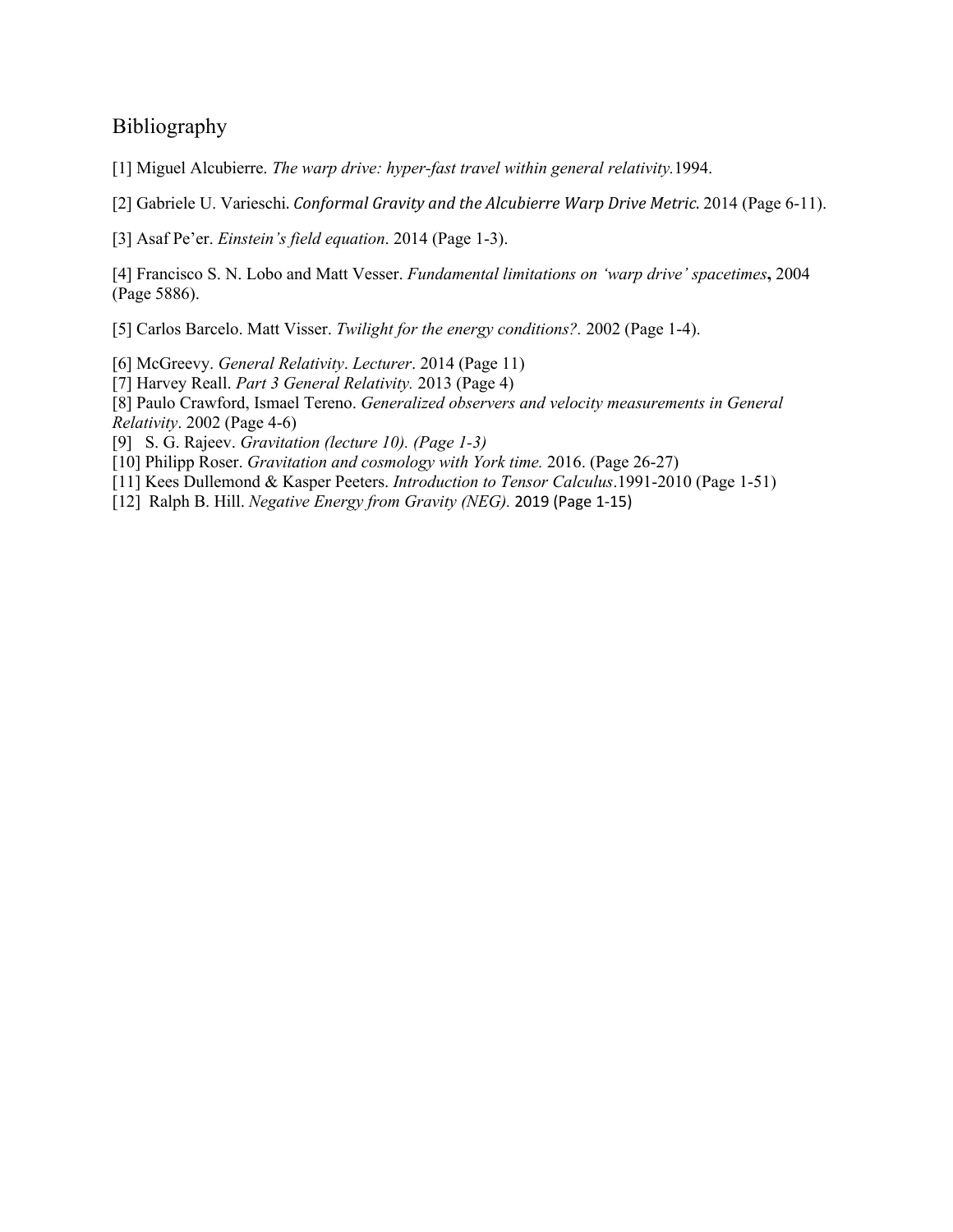# Bibliography

[1] Miguel Alcubierre. *The warp drive: hyper-fast travel within general relativity.*1994.

[2] Gabriele U. Varieschi. *Conformal Gravity and the Alcubierre Warp Drive Metric.* 2014 (Page 6-11).

[3] Asaf Pe'er. *Einstein's field equation*. 2014 (Page 1-3).

[4] Francisco S. N. Lobo and Matt Vesser. *Fundamental limitations on 'warp drive' spacetimes***,** 2004 (Page 5886).

[5] Carlos Barcelo. Matt Visser. *Twilight for the energy conditions?.* 2002 (Page 1-4).

[6] McGreevy. *General Relativity*. *Lecturer*. 2014 (Page 11)
[7] Harvey Reall. *Part 3 General Relativity.* 2013 (Page 4)
[8] Paulo Crawford, Ismael Tereno. *Generalized observers and velocity measurements in General Relativity*. 2002 (Page 4-6)
[9] S. G. Rajeev. *Gravitation (lecture 10). (Page 1-3)*
[10] Philipp Roser. *Gravitation and cosmology with York time.* 2016. (Page 26-27)
[11] Kees Dullemond & Kasper Peeters. *Introduction to Tensor Calculus*.1991-2010 (Page 1-51)
[12] Ralph B. Hill. *Negative Energy from Gravity (NEG).* 2019 (Page 1-15)